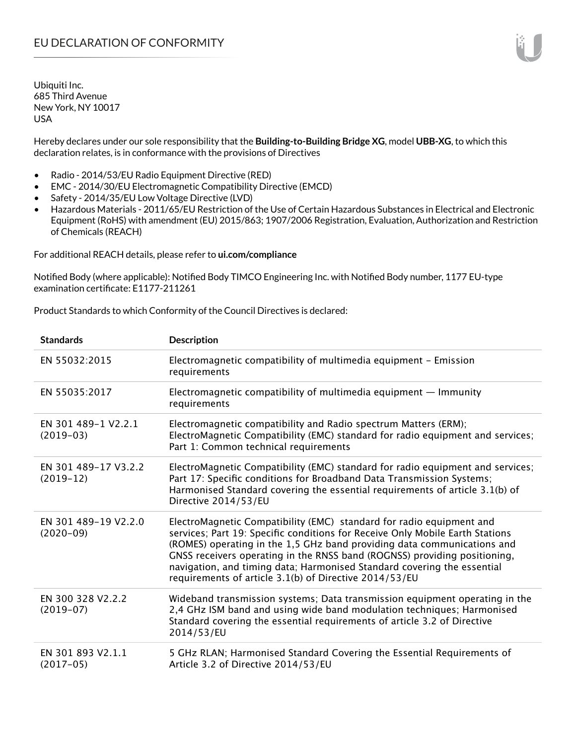# EU DECLARATION OF CONFORMITY

Ubiquiti Inc.
685 Third Avenue
New York, NY 10017
USA

Hereby declares under our sole responsibility that the **Building-to-Building Bridge XG**, model **UBB-XG**, to which this declaration relates, is in conformance with the provisions of Directives

- Radio - 2014/53/EU Radio Equipment Directive (RED)
- EMC - 2014/30/EU Electromagnetic Compatibility Directive (EMCD)
- Safety - 2014/35/EU Low Voltage Directive (LVD)
- Hazardous Materials - 2011/65/EU Restriction of the Use of Certain Hazardous Substances in Electrical and Electronic Equipment (RoHS) with amendment (EU) 2015/863; 1907/2006 Registration, Evaluation, Authorization and Restriction of Chemicals (REACH)

For additional REACH details, please refer to **ui.com/compliance**

Notified Body (where applicable): Notified Body TIMCO Engineering Inc. with Notified Body number, 1177 EU-type examination certificate: E1177-211261

Product Standards to which Conformity of the Council Directives is declared:

| Standards | Description |
|---|---|
| EN 55032:2015 | Electromagnetic compatibility of multimedia equipment – Emission requirements |
| EN 55035:2017 | Electromagnetic compatibility of multimedia equipment — Immunity requirements |
| EN 301 489-1 V2.2.1 (2019-03) | Electromagnetic compatibility and Radio spectrum Matters (ERM); ElectroMagnetic Compatibility (EMC) standard for radio equipment and services; Part 1: Common technical requirements |
| EN 301 489-17 V3.2.2 (2019-12) | ElectroMagnetic Compatibility (EMC) standard for radio equipment and services; Part 17: Specific conditions for Broadband Data Transmission Systems; Harmonised Standard covering the essential requirements of article 3.1(b) of Directive 2014/53/EU |
| EN 301 489-19 V2.2.0 (2020-09) | ElectroMagnetic Compatibility (EMC) standard for radio equipment and services; Part 19: Specific conditions for Receive Only Mobile Earth Stations (ROMES) operating in the 1,5 GHz band providing data communications and GNSS receivers operating in the RNSS band (ROGNSS) providing positioning, navigation, and timing data; Harmonised Standard covering the essential requirements of article 3.1(b) of Directive 2014/53/EU |
| EN 300 328 V2.2.2 (2019-07) | Wideband transmission systems; Data transmission equipment operating in the 2,4 GHz ISM band and using wide band modulation techniques; Harmonised Standard covering the essential requirements of article 3.2 of Directive 2014/53/EU |
| EN 301 893 V2.1.1 (2017-05) | 5 GHz RLAN; Harmonised Standard Covering the Essential Requirements of Article 3.2 of Directive 2014/53/EU |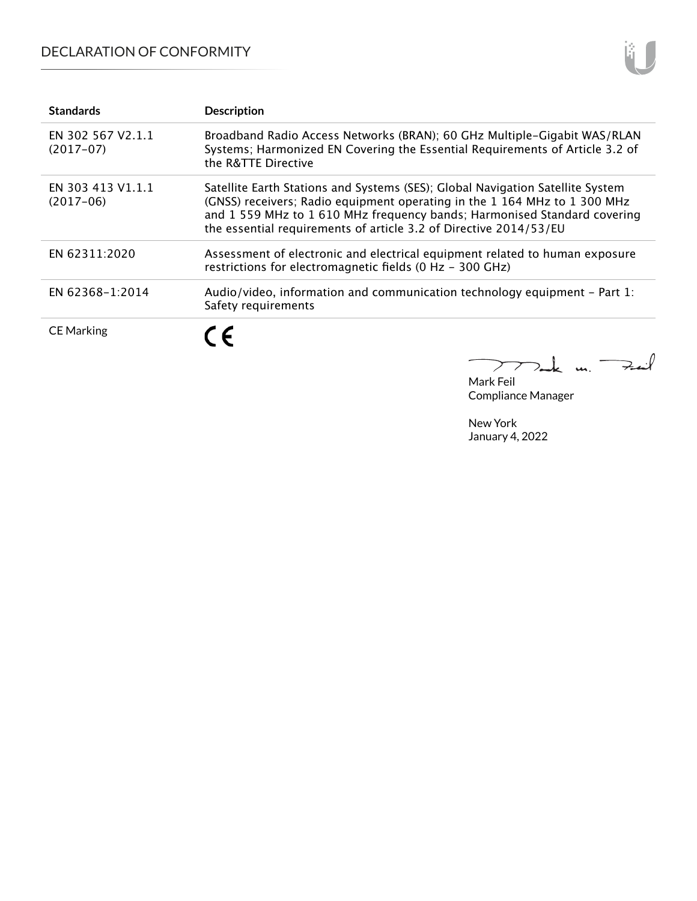| Standards | Description |
| --- | --- |
| EN 302 567 V2.1.1 (2017-07) | Broadband Radio Access Networks (BRAN); 60 GHz Multiple-Gigabit WAS/RLAN Systems; Harmonized EN Covering the Essential Requirements of Article 3.2 of the R&TTE Directive |
| EN 303 413 V1.1.1 (2017-06) | Satellite Earth Stations and Systems (SES); Global Navigation Satellite System (GNSS) receivers; Radio equipment operating in the 1 164 MHz to 1 300 MHz and 1 559 MHz to 1 610 MHz frequency bands; Harmonised Standard covering the essential requirements of article 3.2 of Directive 2014/53/EU |
| EN 62311:2020 | Assessment of electronic and electrical equipment related to human exposure restrictions for electromagnetic fields (0 Hz - 300 GHz) |
| EN 62368-1:2014 | Audio/video, information and communication technology equipment - Part 1: Safety requirements |
| CE Marking | CE |

Mark Feil
Compliance Manager

New York
January 4, 2022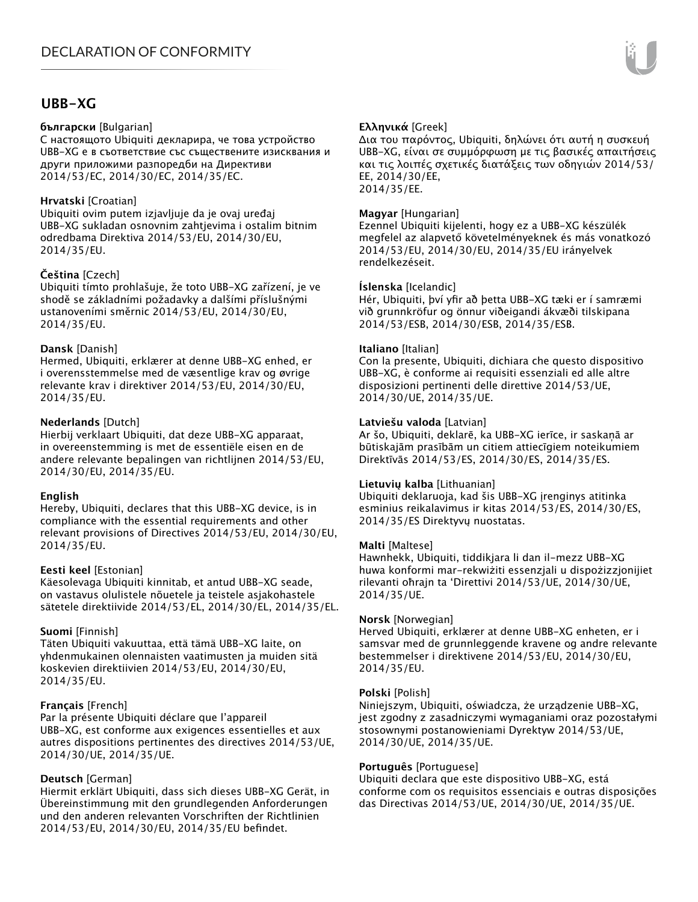## UBB-XG

**български** [Bulgarian]
С настоящото Ubiquiti декларира, че това устройство UBB-XG е в съответствие със съществените изисквания и други приложими разпоредби на Директиви 2014/53/ЕС, 2014/30/ЕС, 2014/35/ЕС.

**Hrvatski** [Croatian]
Ubiquiti ovim putem izjavljuje da je ovaj uređaj UBB-XG sukladan osnovnim zahtjevima i ostalim bitnim odredbama Direktiva 2014/53/EU, 2014/30/EU, 2014/35/EU.

**Čeština** [Czech]
Ubiquiti tímto prohlašuje, že toto UBB-XG zařízení, je ve shodě se základními požadavky a dalšími příslušnými ustanoveními směrnic 2014/53/EU, 2014/30/EU, 2014/35/EU.

**Dansk** [Danish]
Hermed, Ubiquiti, erklærer at denne UBB-XG enhed, er i overensstemmelse med de væsentlige krav og øvrige relevante krav i direktiver 2014/53/EU, 2014/30/EU, 2014/35/EU.

**Nederlands** [Dutch]
Hierbij verklaart Ubiquiti, dat deze UBB-XG apparaat, in overeenstemming is met de essentiële eisen en de andere relevante bepalingen van richtlijnen 2014/53/EU, 2014/30/EU, 2014/35/EU.

**English**
Hereby, Ubiquiti, declares that this UBB-XG device, is in compliance with the essential requirements and other relevant provisions of Directives 2014/53/EU, 2014/30/EU, 2014/35/EU.

**Eesti keel** [Estonian]
Käesolevaga Ubiquiti kinnitab, et antud UBB-XG seade, on vastavus olulistele nõuetele ja teistele asjakohastele sätetele direktiivide 2014/53/EL, 2014/30/EL, 2014/35/EL.

**Suomi** [Finnish]
Täten Ubiquiti vakuuttaa, että tämä UBB-XG laite, on yhdenmukainen olennaisten vaatimusten ja muiden sitä koskevien direktiivien 2014/53/EU, 2014/30/EU, 2014/35/EU.

**Français** [French]
Par la présente Ubiquiti déclare que l'appareil UBB-XG, est conforme aux exigences essentielles et aux autres dispositions pertinentes des directives 2014/53/UE, 2014/30/UE, 2014/35/UE.

**Deutsch** [German]
Hiermit erklärt Ubiquiti, dass sich dieses UBB-XG Gerät, in Übereinstimmung mit den grundlegenden Anforderungen und den anderen relevanten Vorschriften der Richtlinien 2014/53/EU, 2014/30/EU, 2014/35/EU befindet.

**Ελληνικά** [Greek]
Δια του παρόντος, Ubiquiti, δηλώνει ότι αυτή η συσκευή UBB-XG, είναι σε συμμόρφωση με τις βασικές απαιτήσεις και τις λοιπές σχετικές διατάξεις των οδηγιών 2014/53/EE, 2014/30/EE, 2014/35/EE.

**Magyar** [Hungarian]
Ezennel Ubiquiti kijelenti, hogy ez a UBB-XG készülék megfelel az alapvető követelményeknek és más vonatkozó 2014/53/EU, 2014/30/EU, 2014/35/EU irányelvek rendelkezéseit.

**Íslenska** [Icelandic]
Hér, Ubiquiti, því yfir að þetta UBB-XG tæki er í samræmi við grunnkröfur og önnur viðeigandi ákvæði tilskipana 2014/53/ESB, 2014/30/ESB, 2014/35/ESB.

**Italiano** [Italian]
Con la presente, Ubiquiti, dichiara che questo dispositivo UBB-XG, è conforme ai requisiti essenziali ed alle altre disposizioni pertinenti delle direttive 2014/53/UE, 2014/30/UE, 2014/35/UE.

**Latviešu valoda** [Latvian]
Ar šo, Ubiquiti, deklarē, ka UBB-XG ierīce, ir saskaņā ar būtiskajām prasībām un citiem attiecīgiem noteikumiem Direktīvās 2014/53/ES, 2014/30/ES, 2014/35/ES.

**Lietuvių kalba** [Lithuanian]
Ubiquiti deklaruoja, kad šis UBB-XG įrenginys atitinka esminius reikalavimus ir kitas 2014/53/ES, 2014/30/ES, 2014/35/ES Direktyvų nuostatas.

**Malti** [Maltese]
Hawnhekk, Ubiquiti, tiddikjara li dan il-mezz UBB-XG huwa konformi mar-rekwiżiti essenzjali u dispożizzjonijiet rilevanti oħrajn ta 'Direttivi 2014/53/UE, 2014/30/UE, 2014/35/UE.

**Norsk** [Norwegian]
Herved Ubiquiti, erklærer at denne UBB-XG enheten, er i samsvar med de grunnleggende kravene og andre relevante bestemmelser i direktivene 2014/53/EU, 2014/30/EU, 2014/35/EU.

**Polski** [Polish]
Niniejszym, Ubiquiti, oświadcza, że urządzenie UBB-XG, jest zgodny z zasadniczymi wymaganiami oraz pozostałymi stosownymi postanowieniami Dyrektyw 2014/53/UE, 2014/30/UE, 2014/35/UE.

**Português** [Portuguese]
Ubiquiti declara que este dispositivo UBB-XG, está conforme com os requisitos essenciais e outras disposições das Directivas 2014/53/UE, 2014/30/UE, 2014/35/UE.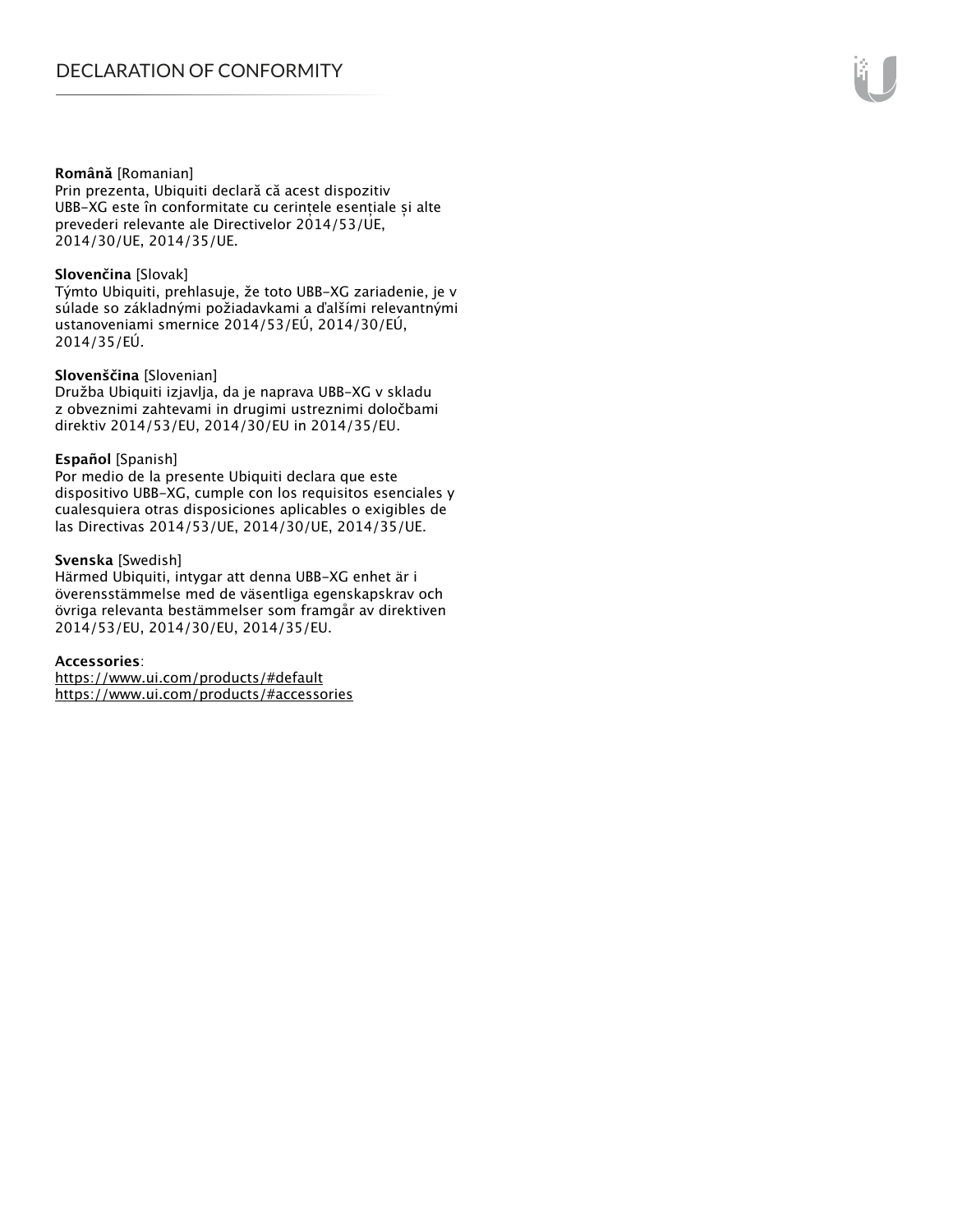**Română** [Romanian]
Prin prezenta, Ubiquiti declară că acest dispozitiv UBB-XG este în conformitate cu cerințele esențiale și alte prevederi relevante ale Directivelor 2014/53/UE, 2014/30/UE, 2014/35/UE.

**Slovenčina** [Slovak]
Týmto Ubiquiti, prehlasuje, že toto UBB-XG zariadenie, je v súlade so základnými požiadavkami a ďalšími relevantnými ustanoveniami smernice 2014/53/EÚ, 2014/30/EÚ, 2014/35/EÚ.

**Slovenščina** [Slovenian]
Družba Ubiquiti izjavlja, da je naprava UBB-XG v skladu z obveznimi zahtevami in drugimi ustreznimi določbami direktiv 2014/53/EU, 2014/30/EU in 2014/35/EU.

**Español** [Spanish]
Por medio de la presente Ubiquiti declara que este dispositivo UBB-XG, cumple con los requisitos esenciales y cualesquiera otras disposiciones aplicables o exigibles de las Directivas 2014/53/UE, 2014/30/UE, 2014/35/UE.

**Svenska** [Swedish]
Härmed Ubiquiti, intygar att denna UBB-XG enhet är i överensstämmelse med de väsentliga egenskapskrav och övriga relevanta bestämmelser som framgår av direktiven 2014/53/EU, 2014/30/EU, 2014/35/EU.

**Accessories**:
https://www.ui.com/products/#default
https://www.ui.com/products/#accessories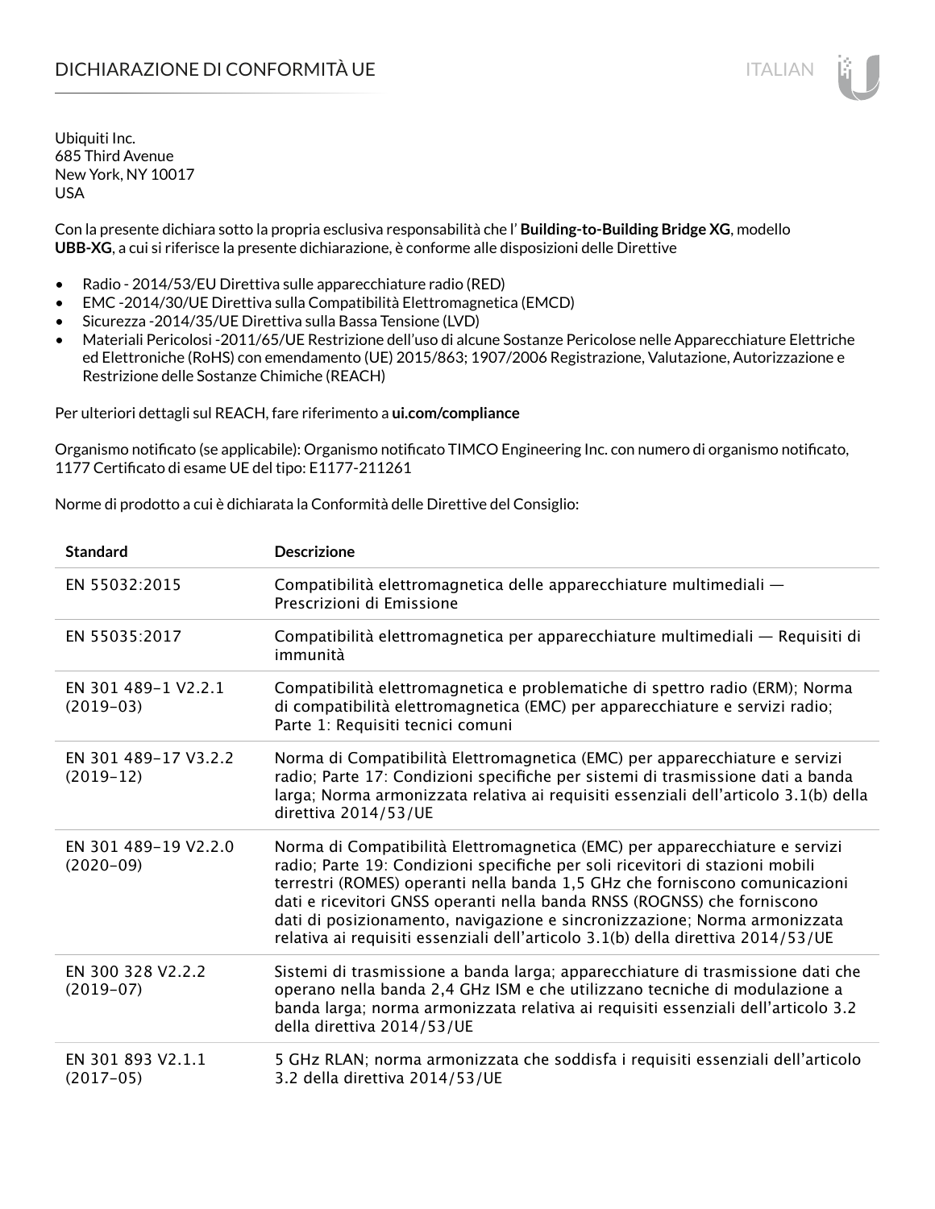# DICHIARAZIONE DI CONFORMITÀ UE

Ubiquiti Inc.
685 Third Avenue
New York, NY 10017
USA

Con la presente dichiara sotto la propria esclusiva responsabilità che l' **Building-to-Building Bridge XG**, modello **UBB-XG**, a cui si riferisce la presente dichiarazione, è conforme alle disposizioni delle Direttive

- Radio - 2014/53/EU Direttiva sulle apparecchiature radio (RED)
- EMC -2014/30/UE Direttiva sulla Compatibilità Elettromagnetica (EMCD)
- Sicurezza -2014/35/UE Direttiva sulla Bassa Tensione (LVD)
- Materiali Pericolosi -2011/65/UE Restrizione dell'uso di alcune Sostanze Pericolose nelle Apparecchiature Elettriche ed Elettroniche (RoHS) con emendamento (UE) 2015/863; 1907/2006 Registrazione, Valutazione, Autorizzazione e Restrizione delle Sostanze Chimiche (REACH)

Per ulteriori dettagli sul REACH, fare riferimento a **ui.com/compliance**

Organismo notificato (se applicabile): Organismo notificato TIMCO Engineering Inc. con numero di organismo notificato, 1177 Certificato di esame UE del tipo: E1177-211261

Norme di prodotto a cui è dichiarata la Conformità delle Direttive del Consiglio:

| Standard | Descrizione |
|---|---|
| EN 55032:2015 | Compatibilità elettromagnetica delle apparecchiature multimediali — Prescrizioni di Emissione |
| EN 55035:2017 | Compatibilità elettromagnetica per apparecchiature multimediali — Requisiti di immunità |
| EN 301 489-1 V2.2.1 (2019-03) | Compatibilità elettromagnetica e problematiche di spettro radio (ERM); Norma di compatibilità elettromagnetica (EMC) per apparecchiature e servizi radio; Parte 1: Requisiti tecnici comuni |
| EN 301 489-17 V3.2.2 (2019-12) | Norma di Compatibilità Elettromagnetica (EMC) per apparecchiature e servizi radio; Parte 17: Condizioni specifiche per sistemi di trasmissione dati a banda larga; Norma armonizzata relativa ai requisiti essenziali dell'articolo 3.1(b) della direttiva 2014/53/UE |
| EN 301 489-19 V2.2.0 (2020-09) | Norma di Compatibilità Elettromagnetica (EMC) per apparecchiature e servizi radio; Parte 19: Condizioni specifiche per soli ricevitori di stazioni mobili terrestri (ROMES) operanti nella banda 1,5 GHz che forniscono comunicazioni dati e ricevitori GNSS operanti nella banda RNSS (ROGNSS) che forniscono dati di posizionamento, navigazione e sincronizzazione; Norma armonizzata relativa ai requisiti essenziali dell'articolo 3.1(b) della direttiva 2014/53/UE |
| EN 300 328 V2.2.2 (2019-07) | Sistemi di trasmissione a banda larga; apparecchiature di trasmissione dati che operano nella banda 2,4 GHz ISM e che utilizzano tecniche di modulazione a banda larga; norma armonizzata relativa ai requisiti essenziali dell'articolo 3.2 della direttiva 2014/53/UE |
| EN 301 893 V2.1.1 (2017-05) | 5 GHz RLAN; norma armonizzata che soddisfa i requisiti essenziali dell'articolo 3.2 della direttiva 2014/53/UE |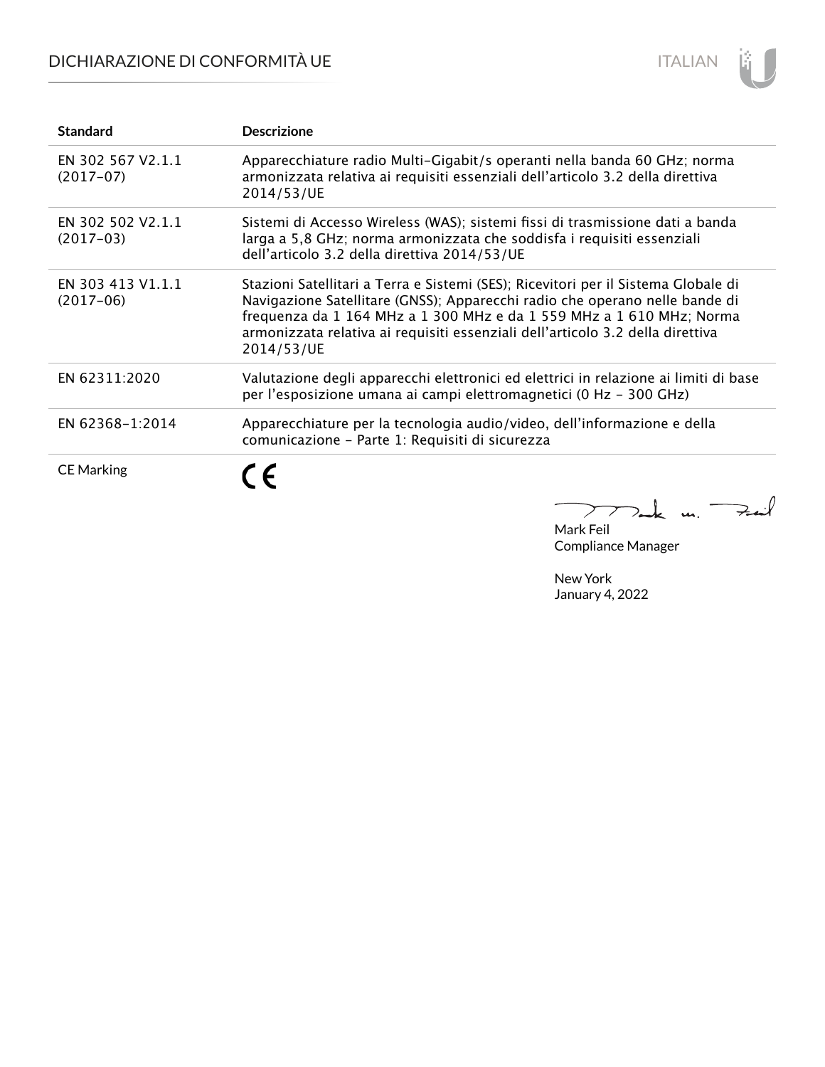# DICHIARAZIONE DI CONFORMITÀ UE

| Standard | Descrizione |
|---|---|
| EN 302 567 V2.1.1 (2017-07) | Apparecchiature radio Multi-Gigabit/s operanti nella banda 60 GHz; norma armonizzata relativa ai requisiti essenziali dell'articolo 3.2 della direttiva 2014/53/UE |
| EN 302 502 V2.1.1 (2017-03) | Sistemi di Accesso Wireless (WAS); sistemi fissi di trasmissione dati a banda larga a 5,8 GHz; norma armonizzata che soddisfa i requisiti essenziali dell'articolo 3.2 della direttiva 2014/53/UE |
| EN 303 413 V1.1.1 (2017-06) | Stazioni Satellitari a Terra e Sistemi (SES); Ricevitori per il Sistema Globale di Navigazione Satellitare (GNSS); Apparecchi radio che operano nelle bande di frequenza da 1 164 MHz a 1 300 MHz e da 1 559 MHz a 1 610 MHz; Norma armonizzata relativa ai requisiti essenziali dell'articolo 3.2 della direttiva 2014/53/UE |
| EN 62311:2020 | Valutazione degli apparecchi elettronici ed elettrici in relazione ai limiti di base per l'esposizione umana ai campi elettromagnetici (0 Hz - 300 GHz) |
| EN 62368-1:2014 | Apparecchiature per la tecnologia audio/video, dell'informazione e della comunicazione - Parte 1: Requisiti di sicurezza |
| CE Marking | CE |

Mark Feil
Compliance Manager

New York
January 4, 2022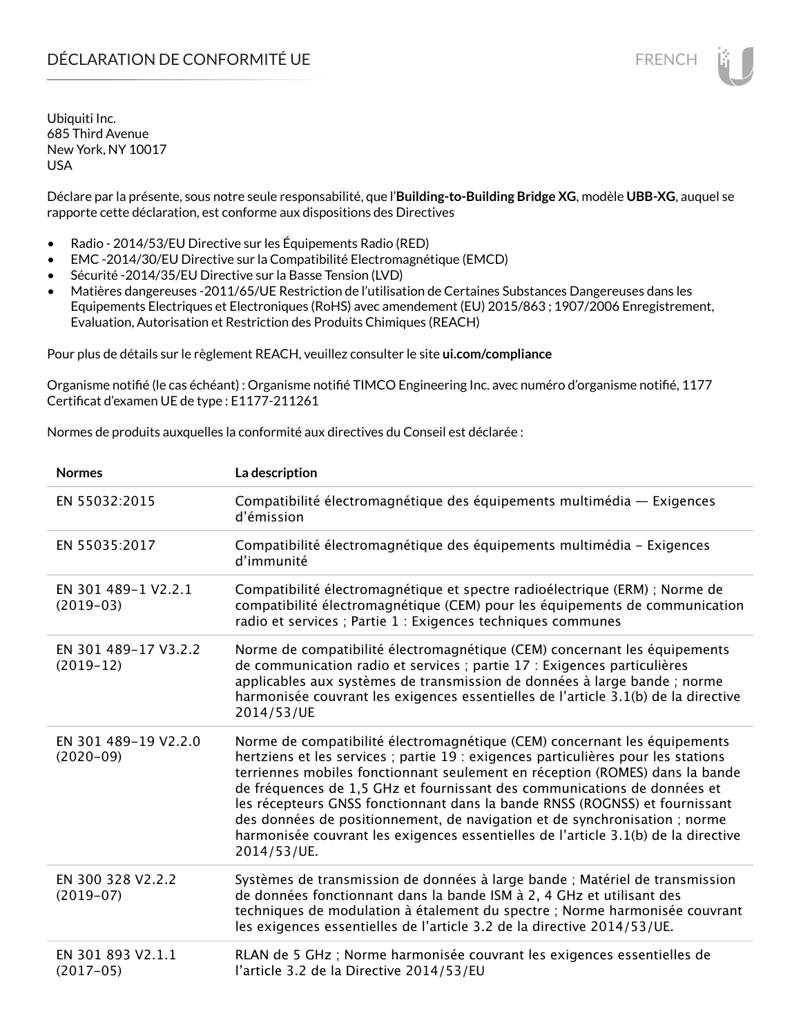# DÉCLARATION DE CONFORMITÉ UE

Ubiquiti Inc.
685 Third Avenue
New York, NY 10017
USA

Déclare par la présente, sous notre seule responsabilité, que l'**Building-to-Building Bridge XG**, modèle **UBB-XG**, auquel se rapporte cette déclaration, est conforme aux dispositions des Directives

- Radio - 2014/53/EU Directive sur les Équipements Radio (RED)
- EMC -2014/30/EU Directive sur la Compatibilité Electromagnétique (EMCD)
- Sécurité -2014/35/EU Directive sur la Basse Tension (LVD)
- Matières dangereuses -2011/65/UE Restriction de l'utilisation de Certaines Substances Dangereuses dans les Equipements Electriques et Electroniques (RoHS) avec amendement (EU) 2015/863 ; 1907/2006 Enregistrement, Evaluation, Autorisation et Restriction des Produits Chimiques (REACH)

Pour plus de détails sur le règlement REACH, veuillez consulter le site **ui.com/compliance**

Organisme notifié (le cas échéant) : Organisme notifié TIMCO Engineering Inc. avec numéro d'organisme notifié, 1177
Certificat d'examen UE de type : E1177-211261

Normes de produits auxquelles la conformité aux directives du Conseil est déclarée :

| Normes | La description |
|---|---|
| EN 55032:2015 | Compatibilité électromagnétique des équipements multimédia — Exigences d'émission |
| EN 55035:2017 | Compatibilité électromagnétique des équipements multimédia – Exigences d'immunité |
| EN 301 489-1 V2.2.1 (2019-03) | Compatibilité électromagnétique et spectre radioélectrique (ERM) ; Norme de compatibilité électromagnétique (CEM) pour les équipements de communication radio et services ; Partie 1 : Exigences techniques communes |
| EN 301 489-17 V3.2.2 (2019-12) | Norme de compatibilité électromagnétique (CEM) concernant les équipements de communication radio et services ; partie 17 : Exigences particulières applicables aux systèmes de transmission de données à large bande ; norme harmonisée couvrant les exigences essentielles de l'article 3.1(b) de la directive 2014/53/UE |
| EN 301 489-19 V2.2.0 (2020-09) | Norme de compatibilité électromagnétique (CEM) concernant les équipements hertziens et les services ; partie 19 : exigences particulières pour les stations terriennes mobiles fonctionnant seulement en réception (ROMES) dans la bande de fréquences de 1,5 GHz et fournissant des communications de données et les récepteurs GNSS fonctionnant dans la bande RNSS (ROGNSS) et fournissant des données de positionnement, de navigation et de synchronisation ; norme harmonisée couvrant les exigences essentielles de l'article 3.1(b) de la directive 2014/53/UE. |
| EN 300 328 V2.2.2 (2019-07) | Systèmes de transmission de données à large bande ; Matériel de transmission de données fonctionnant dans la bande ISM à 2, 4 GHz et utilisant des techniques de modulation à étalement du spectre ; Norme harmonisée couvrant les exigences essentielles de l'article 3.2 de la directive 2014/53/UE. |
| EN 301 893 V2.1.1 (2017-05) | RLAN de 5 GHz ; Norme harmonisée couvrant les exigences essentielles de l'article 3.2 de la Directive 2014/53/EU |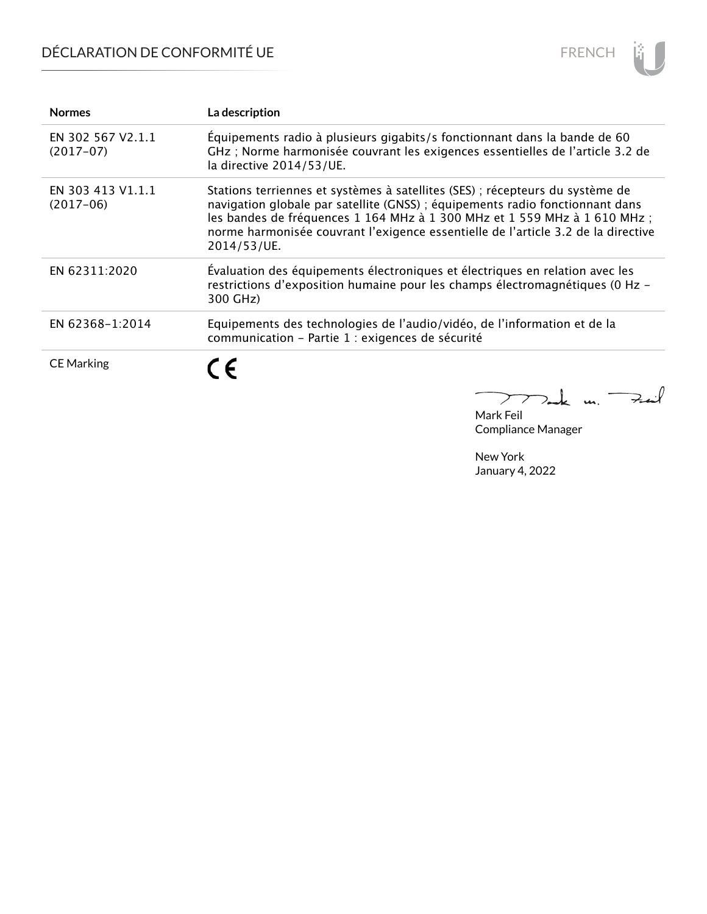| Normes | La description |
| --- | --- |
| EN 302 567 V2.1.1 (2017-07) | Équipements radio à plusieurs gigabits/s fonctionnant dans la bande de 60 GHz ; Norme harmonisée couvrant les exigences essentielles de l'article 3.2 de la directive 2014/53/UE. |
| EN 303 413 V1.1.1 (2017-06) | Stations terriennes et systèmes à satellites (SES) ; récepteurs du système de navigation globale par satellite (GNSS) ; équipements radio fonctionnant dans les bandes de fréquences 1 164 MHz à 1 300 MHz et 1 559 MHz à 1 610 MHz ; norme harmonisée couvrant l'exigence essentielle de l'article 3.2 de la directive 2014/53/UE. |
| EN 62311:2020 | Évaluation des équipements électroniques et électriques en relation avec les restrictions d'exposition humaine pour les champs électromagnétiques (0 Hz - 300 GHz) |
| EN 62368-1:2014 | Equipements des technologies de l'audio/vidéo, de l'information et de la communication - Partie 1 : exigences de sécurité |
| CE Marking | CE |

Mark Feil
Compliance Manager

New York
January 4, 2022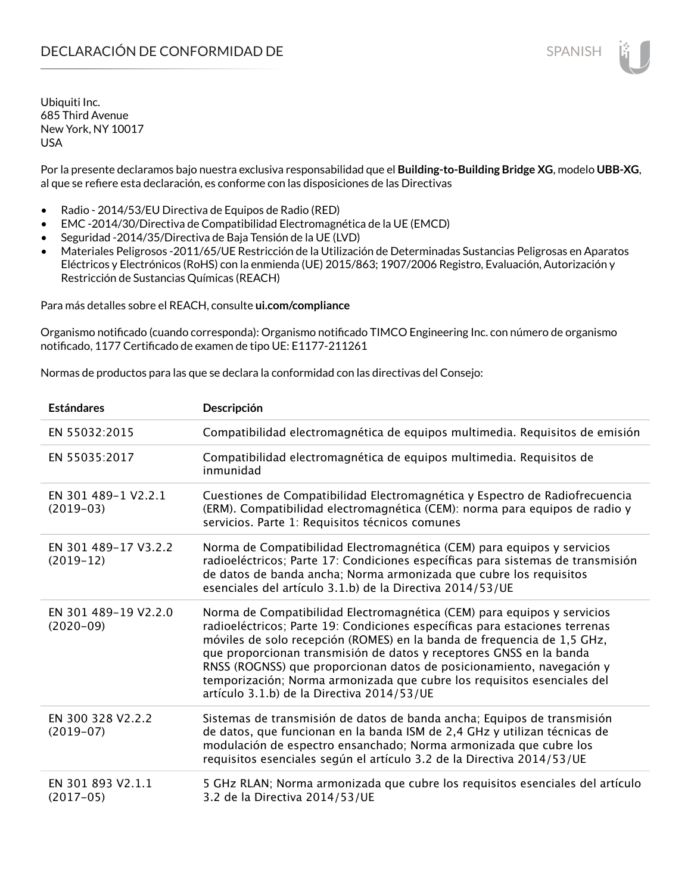# DECLARACIÓN DE CONFORMIDAD DE

Ubiquiti Inc.
685 Third Avenue
New York, NY 10017
USA

Por la presente declaramos bajo nuestra exclusiva responsabilidad que el **Building-to-Building Bridge XG**, modelo **UBB-XG**, al que se refiere esta declaración, es conforme con las disposiciones de las Directivas

- Radio - 2014/53/EU Directiva de Equipos de Radio (RED)
- EMC -2014/30/Directiva de Compatibilidad Electromagnética de la UE (EMCD)
- Seguridad -2014/35/Directiva de Baja Tensión de la UE (LVD)
- Materiales Peligrosos -2011/65/UE Restricción de la Utilización de Determinadas Sustancias Peligrosas en Aparatos Eléctricos y Electrónicos (RoHS) con la enmienda (UE) 2015/863; 1907/2006 Registro, Evaluación, Autorización y Restricción de Sustancias Químicas (REACH)

Para más detalles sobre el REACH, consulte **ui.com/compliance**

Organismo notificado (cuando corresponda): Organismo notificado TIMCO Engineering Inc. con número de organismo notificado, 1177 Certificado de examen de tipo UE: E1177-211261

Normas de productos para las que se declara la conformidad con las directivas del Consejo:

| Estándares | Descripción |
|---|---|
| EN 55032:2015 | Compatibilidad electromagnética de equipos multimedia. Requisitos de emisión |
| EN 55035:2017 | Compatibilidad electromagnética de equipos multimedia. Requisitos de inmunidad |
| EN 301 489-1 V2.2.1 (2019-03) | Cuestiones de Compatibilidad Electromagnética y Espectro de Radiofrecuencia (ERM). Compatibilidad electromagnética (CEM): norma para equipos de radio y servicios. Parte 1: Requisitos técnicos comunes |
| EN 301 489-17 V3.2.2 (2019-12) | Norma de Compatibilidad Electromagnética (CEM) para equipos y servicios radioeléctricos; Parte 17: Condiciones específicas para sistemas de transmisión de datos de banda ancha; Norma armonizada que cubre los requisitos esenciales del artículo 3.1.b) de la Directiva 2014/53/UE |
| EN 301 489-19 V2.2.0 (2020-09) | Norma de Compatibilidad Electromagnética (CEM) para equipos y servicios radioeléctricos; Parte 19: Condiciones específicas para estaciones terrenas móviles de solo recepción (ROMES) en la banda de frequencia de 1,5 GHz, que proporcionan transmisión de datos y receptores GNSS en la banda RNSS (ROGNSS) que proporcionan datos de posicionamiento, navegación y temporización; Norma armonizada que cubre los requisitos esenciales del artículo 3.1.b) de la Directiva 2014/53/UE |
| EN 300 328 V2.2.2 (2019-07) | Sistemas de transmisión de datos de banda ancha; Equipos de transmisión de datos, que funcionan en la banda ISM de 2,4 GHz y utilizan técnicas de modulación de espectro ensanchado; Norma armonizada que cubre los requisitos esenciales según el artículo 3.2 de la Directiva 2014/53/UE |
| EN 301 893 V2.1.1 (2017-05) | 5 GHz RLAN; Norma armonizada que cubre los requisitos esenciales del artículo 3.2 de la Directiva 2014/53/UE |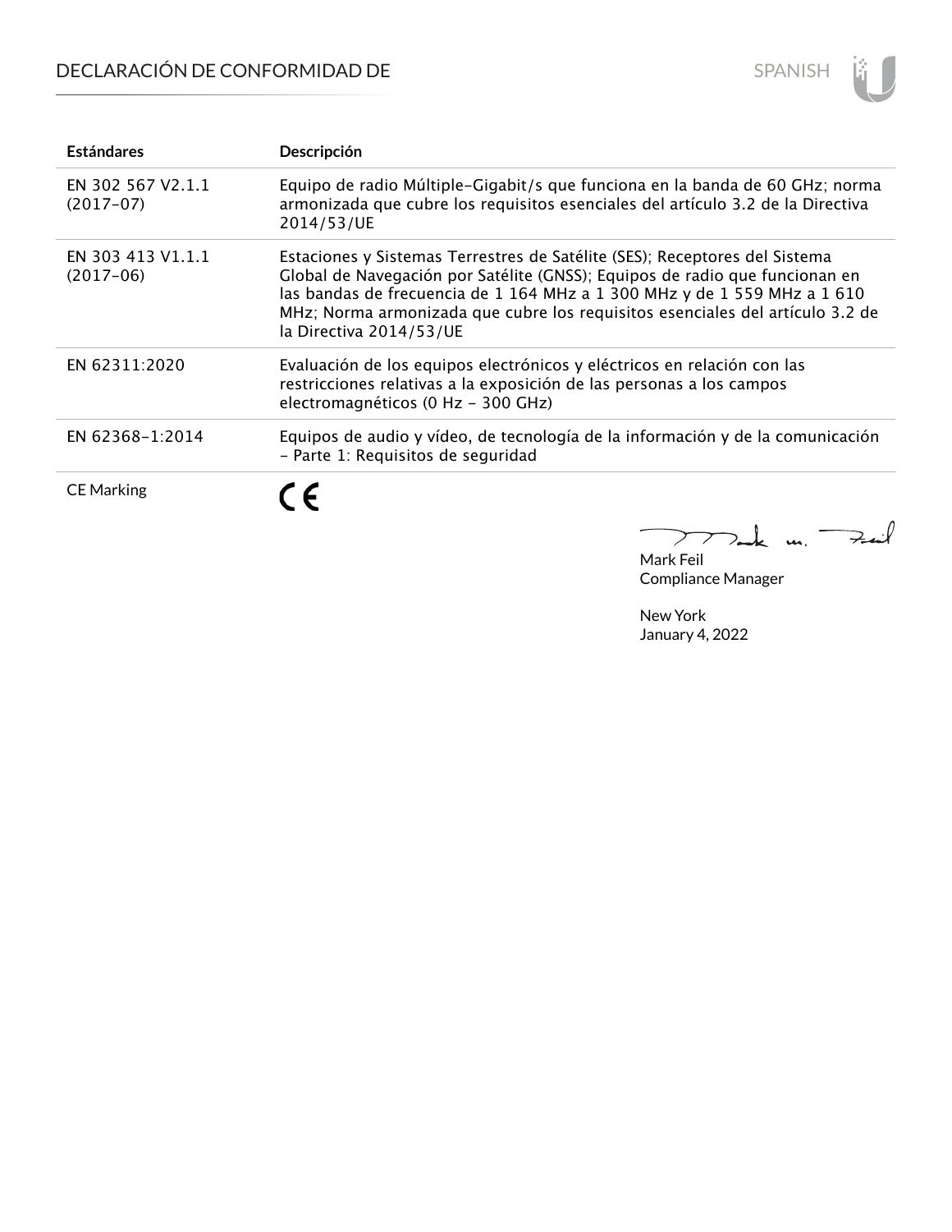# DECLARACIÓN DE CONFORMIDAD DE

SPANISH

| Estándares | Descripción |
| --- | --- |
| EN 302 567 V2.1.1 (2017-07) | Equipo de radio Múltiple-Gigabit/s que funciona en la banda de 60 GHz; norma armonizada que cubre los requisitos esenciales del artículo 3.2 de la Directiva 2014/53/UE |
| EN 303 413 V1.1.1 (2017-06) | Estaciones y Sistemas Terrestres de Satélite (SES); Receptores del Sistema Global de Navegación por Satélite (GNSS); Equipos de radio que funcionan en las bandas de frecuencia de 1 164 MHz a 1 300 MHz y de 1 559 MHz a 1 610 MHz; Norma armonizada que cubre los requisitos esenciales del artículo 3.2 de la Directiva 2014/53/UE |
| EN 62311:2020 | Evaluación de los equipos electrónicos y eléctricos en relación con las restricciones relativas a la exposición de las personas a los campos electromagnéticos (0 Hz - 300 GHz) |
| EN 62368-1:2014 | Equipos de audio y vídeo, de tecnología de la información y de la comunicación - Parte 1: Requisitos de seguridad |
| CE Marking | CE |

Mark Feil
Compliance Manager

New York
January 4, 2022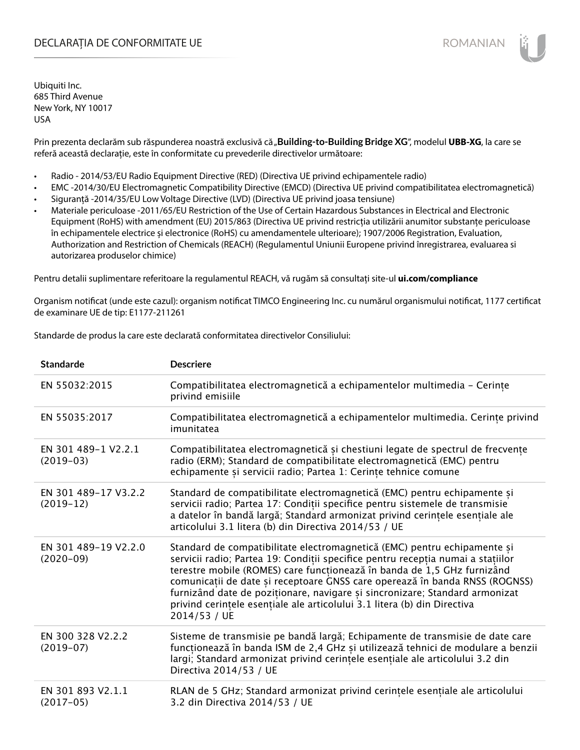# DECLARAȚIA DE CONFORMITATE UE

Ubiquiti Inc.
685 Third Avenue
New York, NY 10017
USA

Prin prezenta declarăm sub răspunderea noastră exclusivă că „**Building-to-Building Bridge XG**”, modelul **UBB-XG**, la care se referă această declarație, este în conformitate cu prevederile directivelor următoare:

- Radio - 2014/53/EU Radio Equipment Directive (RED) (Directiva UE privind echipamentele radio)
- EMC -2014/30/EU Electromagnetic Compatibility Directive (EMCD) (Directiva UE privind compatibilitatea electromagnetică)
- Siguranță -2014/35/EU Low Voltage Directive (LVD) (Directiva UE privind joasa tensiune)
- Materiale periculoase -2011/65/EU Restriction of the Use of Certain Hazardous Substances in Electrical and Electronic Equipment (RoHS) with amendment (EU) 2015/863 (Directiva UE privind restricția utilizării anumitor substanțe periculoase în echipamentele electrice și electronice (RoHS) cu amendamentele ulterioare); 1907/2006 Registration, Evaluation, Authorization and Restriction of Chemicals (REACH) (Regulamentul Uniunii Europene privind înregistrarea, evaluarea si autorizarea produselor chimice)

Pentru detalii suplimentare referitoare la regulamentul REACH, vă rugăm să consultați site-ul **ui.com/compliance**

Organism notificat (unde este cazul): organism notificat TIMCO Engineering Inc. cu numărul organismului notificat, 1177 certificat de examinare UE de tip: E1177-211261

Standarde de produs la care este declarată conformitatea directivelor Consiliului:

| Standarde | Descriere |
|---|---|
| EN 55032:2015 | Compatibilitatea electromagnetică a echipamentelor multimedia – Cerințe privind emisiile |
| EN 55035:2017 | Compatibilitatea electromagnetică a echipamentelor multimedia. Cerințe privind imunitatea |
| EN 301 489-1 V2.2.1 (2019-03) | Compatibilitatea electromagnetică și chestiuni legate de spectrul de frecvențe radio (ERM); Standard de compatibilitate electromagnetică (EMC) pentru echipamente și servicii radio; Partea 1: Cerințe tehnice comune |
| EN 301 489-17 V3.2.2 (2019-12) | Standard de compatibilitate electromagnetică (EMC) pentru echipamente și servicii radio; Partea 17: Condiții specifice pentru sistemele de transmisie a datelor în bandă largă; Standard armonizat privind cerințele esențiale ale articolului 3.1 litera (b) din Directiva 2014/53 / UE |
| EN 301 489-19 V2.2.0 (2020-09) | Standard de compatibilitate electromagnetică (EMC) pentru echipamente și servicii radio; Partea 19: Condiții specifice pentru recepția numai a stațiilor terestre mobile (ROMES) care funcționează în banda de 1,5 GHz furnizând comunicații de date și receptoare GNSS care operează în banda RNSS (ROGNSS) furnizând date de poziționare, navigare și sincronizare; Standard armonizat privind cerințele esențiale ale articolului 3.1 litera (b) din Directiva 2014/53 / UE |
| EN 300 328 V2.2.2 (2019-07) | Sisteme de transmisie pe bandă largă; Echipamente de transmisie de date care funcționează în banda ISM de 2,4 GHz și utilizează tehnici de modulare a benzii largi; Standard armonizat privind cerințele esențiale ale articolului 3.2 din Directiva 2014/53 / UE |
| EN 301 893 V2.1.1 (2017-05) | RLAN de 5 GHz; Standard armonizat privind cerințele esențiale ale articolului 3.2 din Directiva 2014/53 / UE |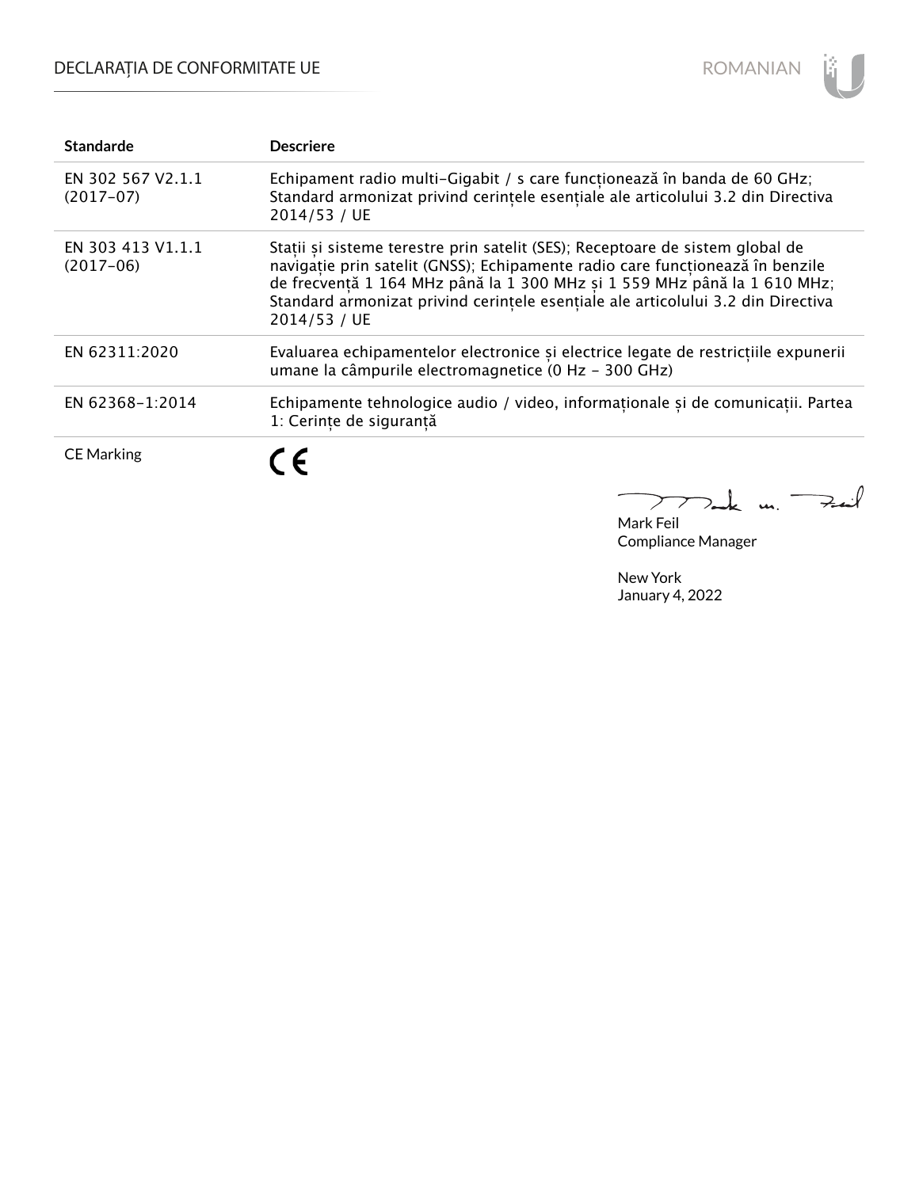| Standarde | Descriere |
| --- | --- |
| EN 302 567 V2.1.1 (2017-07) | Echipament radio multi-Gigabit / s care funcționează în banda de 60 GHz; Standard armonizat privind cerințele esențiale ale articolului 3.2 din Directiva 2014/53 / UE |
| EN 303 413 V1.1.1 (2017-06) | Stații și sisteme terestre prin satelit (SES); Receptoare de sistem global de navigație prin satelit (GNSS); Echipamente radio care funcționează în benzile de frecvență 1 164 MHz până la 1 300 MHz și 1 559 MHz până la 1 610 MHz; Standard armonizat privind cerințele esențiale ale articolului 3.2 din Directiva 2014/53 / UE |
| EN 62311:2020 | Evaluarea echipamentelor electronice și electrice legate de restricțiile expunerii umane la câmpurile electromagnetice (0 Hz - 300 GHz) |
| EN 62368-1:2014 | Echipamente tehnologice audio / video, informaționale și de comunicații. Partea 1: Cerințe de siguranță |
| CE Marking | CE |

Mark Feil
Compliance Manager

New York
January 4, 2022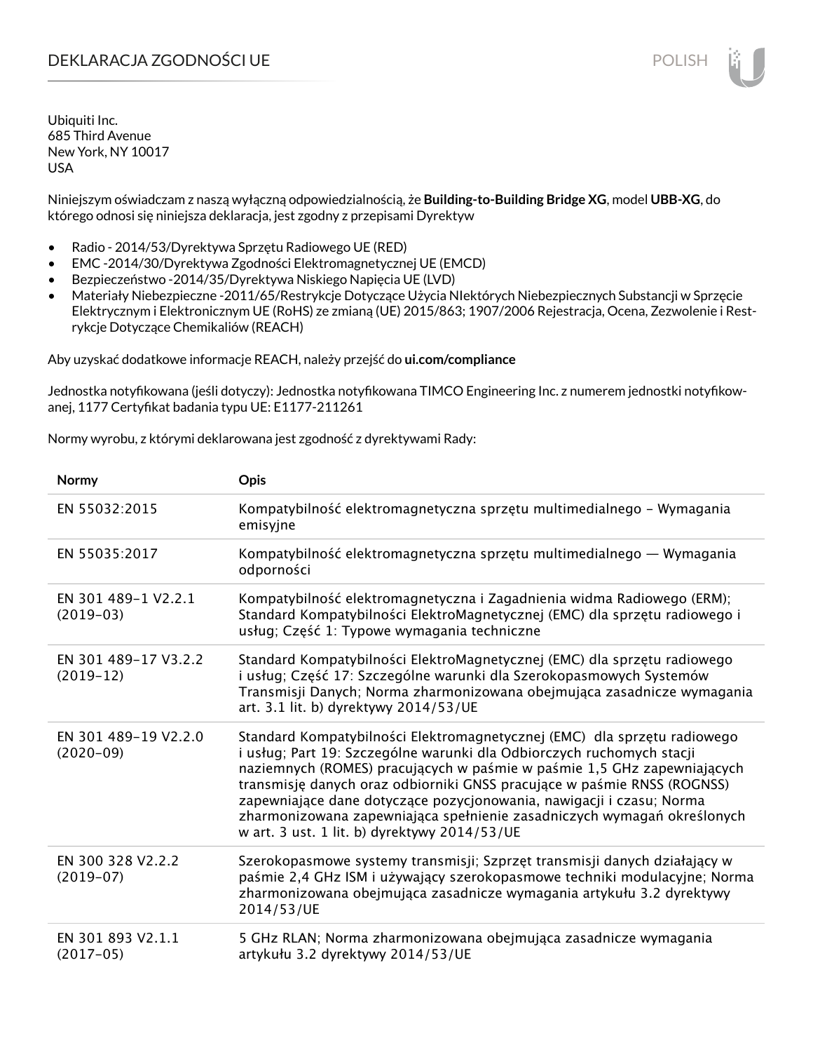# DEKLARACJA ZGODNOŚCI UE

Ubiquiti Inc.
685 Third Avenue
New York, NY 10017
USA

Niniejszym oświadczam z naszą wyłączną odpowiedzialnością, że **Building-to-Building Bridge XG**, model **UBB-XG**, do którego odnosi się niniejsza deklaracja, jest zgodny z przepisami Dyrektyw

- Radio - 2014/53/Dyrektywa Sprzętu Radiowego UE (RED)
- EMC -2014/30/Dyrektywa Zgodności Elektromagnetycznej UE (EMCD)
- Bezpieczeństwo -2014/35/Dyrektywa Niskiego Napięcia UE (LVD)
- Materiały Niebezpieczne -2011/65/Restrykcje Dotyczące Użycia NIektórych Niebezpiecznych Substancji w Sprzęcie Elektrycznym i Elektronicznym UE (RoHS) ze zmianą (UE) 2015/863; 1907/2006 Rejestracja, Ocena, Zezwolenie i Restrykcje Dotyczące Chemikaliów (REACH)

Aby uzyskać dodatkowe informacje REACH, należy przejść do **ui.com/compliance**

Jednostka notyfikowana (jeśli dotyczy): Jednostka notyfikowana TIMCO Engineering Inc. z numerem jednostki notyfikowanej, 1177 Certyfikat badania typu UE: E1177-211261

Normy wyrobu, z którymi deklarowana jest zgodność z dyrektywami Rady:

| Normy | Opis |
|---|---|
| EN 55032:2015 | Kompatybilność elektromagnetyczna sprzętu multimedialnego – Wymagania emisyjne |
| EN 55035:2017 | Kompatybilność elektromagnetyczna sprzętu multimedialnego — Wymagania odporności |
| EN 301 489-1 V2.2.1 (2019-03) | Kompatybilność elektromagnetyczna i Zagadnienia widma Radiowego (ERM); Standard Kompatybilności ElektroMagnetycznej (EMC) dla sprzętu radiowego i usług; Część 1: Typowe wymagania techniczne |
| EN 301 489-17 V3.2.2 (2019-12) | Standard Kompatybilności ElektroMagnetycznej (EMC) dla sprzętu radiowego i usług; Część 17: Szczególne warunki dla Szerokopasmowych Systemów Transmisji Danych; Norma zharmonizowana obejmująca zasadnicze wymagania art. 3.1 lit. b) dyrektywy 2014/53/UE |
| EN 301 489-19 V2.2.0 (2020-09) | Standard Kompatybilności Elektromagnetycznej (EMC) dla sprzętu radiowego i usług; Part 19: Szczególne warunki dla Odbiorczych ruchomych stacji naziemnych (ROMES) pracujących w paśmie w paśmie 1,5 GHz zapewniających transmisję danych oraz odbiorniki GNSS pracujące w paśmie RNSS (ROGNSS) zapewniające dane dotyczące pozycjonowania, nawigacji i czasu; Norma zharmonizowana zapewniająca spełnienie zasadniczych wymagań określonych w art. 3 ust. 1 lit. b) dyrektywy 2014/53/UE |
| EN 300 328 V2.2.2 (2019-07) | Szerokopasmowe systemy transmisji; Szprzęt transmisji danych działający w paśmie 2,4 GHz ISM i używający szerokopasmowe techniki modulacyjne; Norma zharmonizowana obejmująca zasadnicze wymagania artykułu 3.2 dyrektywy 2014/53/UE |
| EN 301 893 V2.1.1 (2017-05) | 5 GHz RLAN; Norma zharmonizowana obejmująca zasadnicze wymagania artykułu 3.2 dyrektywy 2014/53/UE |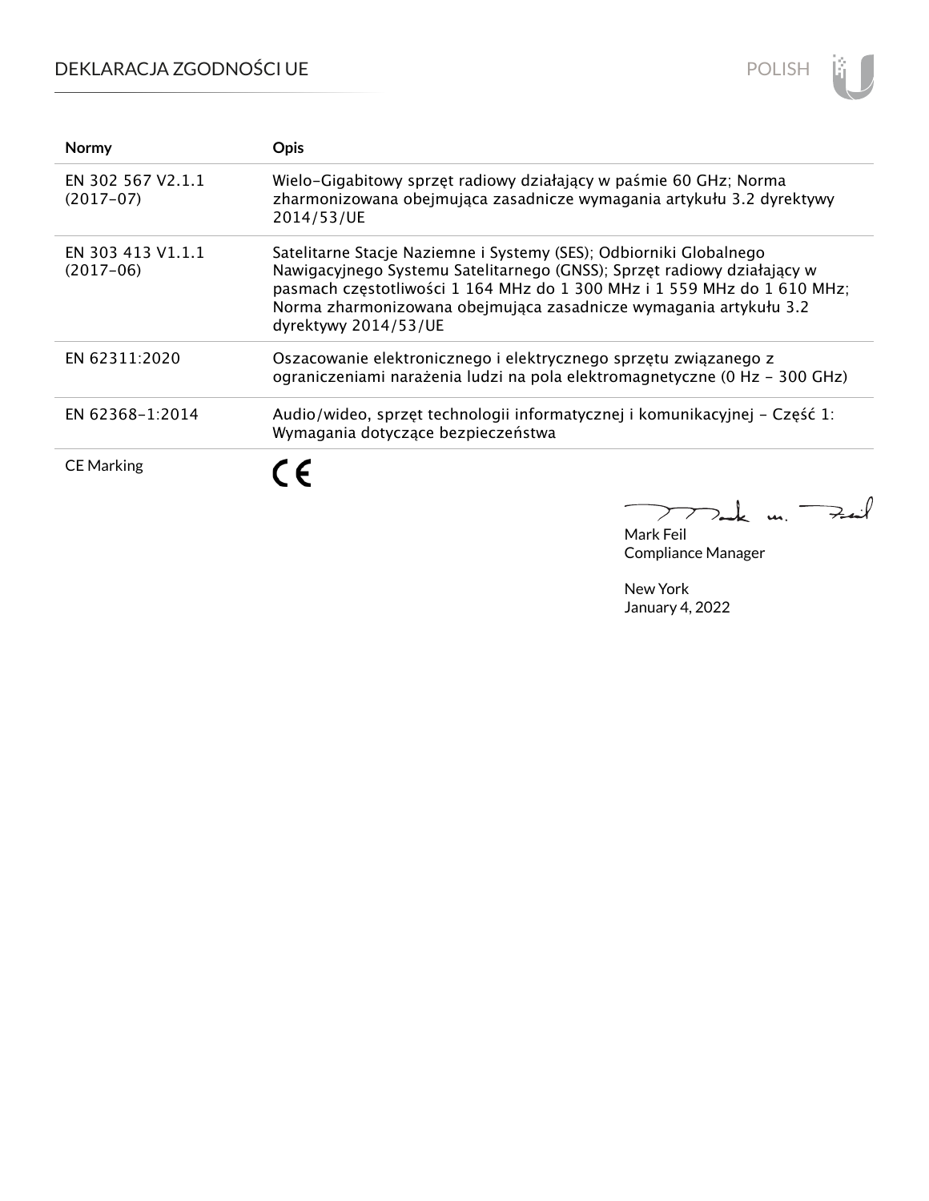| Normy | Opis |
|---|---|
| EN 302 567 V2.1.1 (2017-07) | Wielo-Gigabitowy sprzęt radiowy działający w paśmie 60 GHz; Norma zharmonizowana obejmująca zasadnicze wymagania artykułu 3.2 dyrektywy 2014/53/UE |
| EN 303 413 V1.1.1 (2017-06) | Satelitarne Stacje Naziemne i Systemy (SES); Odbiorniki Globalnego Nawigacyjnego Systemu Satelitarnego (GNSS); Sprzęt radiowy działający w pasmach częstotliwości 1 164 MHz do 1 300 MHz i 1 559 MHz do 1 610 MHz; Norma zharmonizowana obejmująca zasadnicze wymagania artykułu 3.2 dyrektywy 2014/53/UE |
| EN 62311:2020 | Oszacowanie elektronicznego i elektrycznego sprzętu związanego z ograniczeniami narażenia ludzi na pola elektromagnetyczne (0 Hz - 300 GHz) |
| EN 62368-1:2014 | Audio/wideo, sprzęt technologii informatycznej i komunikacyjnej - Część 1: Wymagania dotyczące bezpieczeństwa |
| CE Marking | CE |

Mark Feil
Compliance Manager

New York
January 4, 2022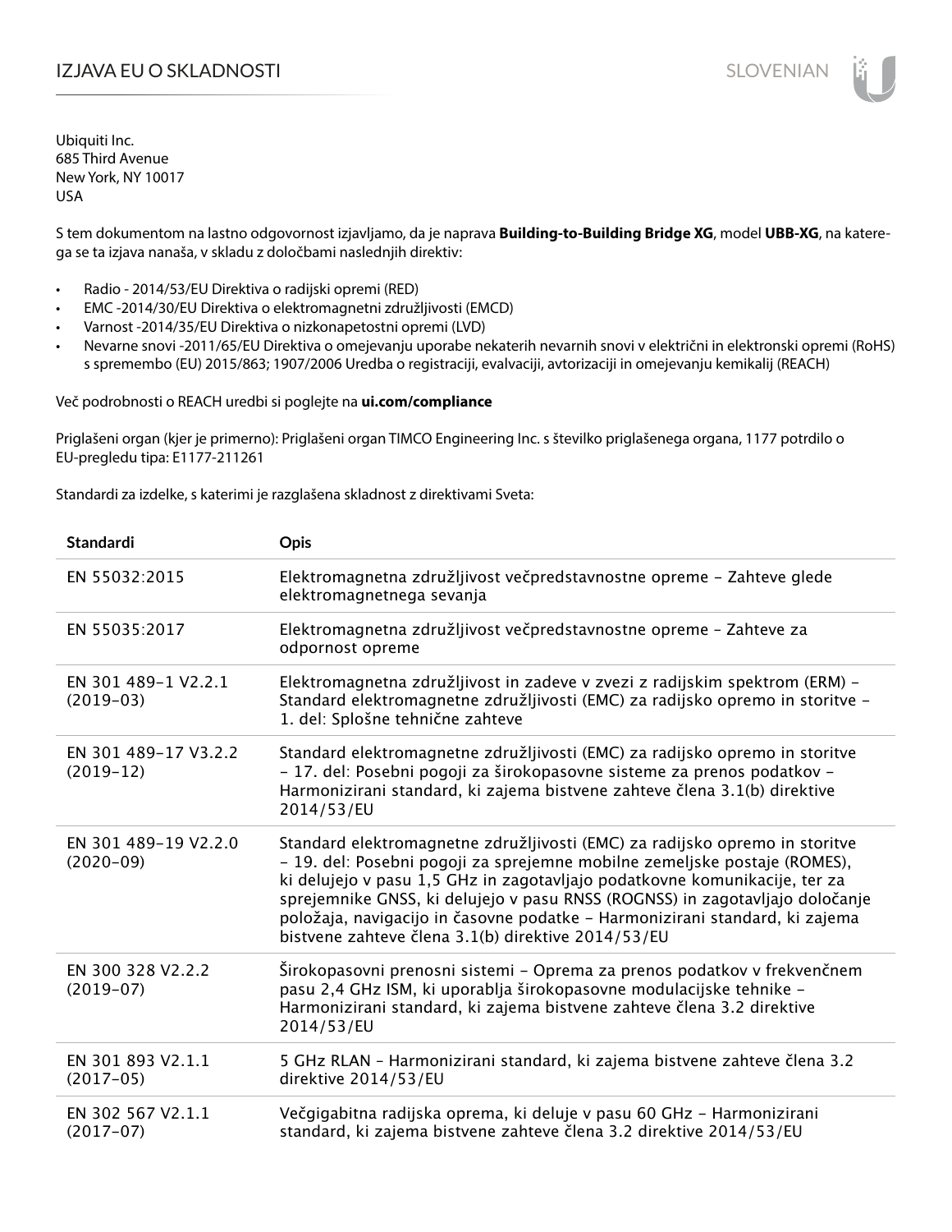# IZJAVA EU O SKLADNOSTI

Ubiquiti Inc.
685 Third Avenue
New York, NY 10017
USA

S tem dokumentom na lastno odgovornost izjavljamo, da je naprava **Building-to-Building Bridge XG**, model **UBB-XG**, na katerega se ta izjava nanaša, v skladu z določbami naslednjih direktiv:

- Radio - 2014/53/EU Direktiva o radijski opremi (RED)
- EMC -2014/30/EU Direktiva o elektromagnetni združljivosti (EMCD)
- Varnost -2014/35/EU Direktiva o nizkonapetostni opremi (LVD)
- Nevarne snovi -2011/65/EU Direktiva o omejevanju uporabe nekaterih nevarnih snovi v električni in elektronski opremi (RoHS) s spremembo (EU) 2015/863; 1907/2006 Uredba o registraciji, evalvaciji, avtorizaciji in omejevanju kemikalij (REACH)

Več podrobnosti o REACH uredbi si poglejte na **ui.com/compliance**

Priglašeni organ (kjer je primerno): Priglašeni organ TIMCO Engineering Inc. s številko priglašenega organa, 1177 potrdilo o EU-pregledu tipa: E1177-211261

Standardi za izdelke, s katerimi je razglašena skladnost z direktivami Sveta:

| Standardi | Opis |
|---|---|
| EN 55032:2015 | Elektromagnetna združljivost večpredstavnostne opreme – Zahteve glede elektromagnetnega sevanja |
| EN 55035:2017 | Elektromagnetna združljivost večpredstavnostne opreme – Zahteve za odpornost opreme |
| EN 301 489-1 V2.2.1 (2019-03) | Elektromagnetna združljivost in zadeve v zvezi z radijskim spektrom (ERM) – Standard elektromagnetne združljivosti (EMC) za radijsko opremo in storitve – 1. del: Splošne tehnične zahteve |
| EN 301 489-17 V3.2.2 (2019-12) | Standard elektromagnetne združljivosti (EMC) za radijsko opremo in storitve – 17. del: Posebni pogoji za širokopasovne sisteme za prenos podatkov – Harmonizirani standard, ki zajema bistvene zahteve člena 3.1(b) direktive 2014/53/EU |
| EN 301 489-19 V2.2.0 (2020-09) | Standard elektromagnetne združljivosti (EMC) za radijsko opremo in storitve – 19. del: Posebni pogoji za sprejemne mobilne zemeljske postaje (ROMES), ki delujejo v pasu 1,5 GHz in zagotavljajo podatkovne komunikacije, ter za sprejemnike GNSS, ki delujejo v pasu RNSS (ROGNSS) in zagotavljajo določanje položaja, navigacijo in časovne podatke – Harmonizirani standard, ki zajema bistvene zahteve člena 3.1(b) direktive 2014/53/EU |
| EN 300 328 V2.2.2 (2019-07) | Širokopasovni prenosni sistemi – Oprema za prenos podatkov v frekvenčnem pasu 2,4 GHz ISM, ki uporablja širokopasovne modulacijske tehnike – Harmonizirani standard, ki zajema bistvene zahteve člena 3.2 direktive 2014/53/EU |
| EN 301 893 V2.1.1 (2017-05) | 5 GHz RLAN – Harmonizirani standard, ki zajema bistvene zahteve člena 3.2 direktive 2014/53/EU |
| EN 302 567 V2.1.1 (2017-07) | Večgigabitna radijska oprema, ki deluje v pasu 60 GHz – Harmonizirani standard, ki zajema bistvene zahteve člena 3.2 direktive 2014/53/EU |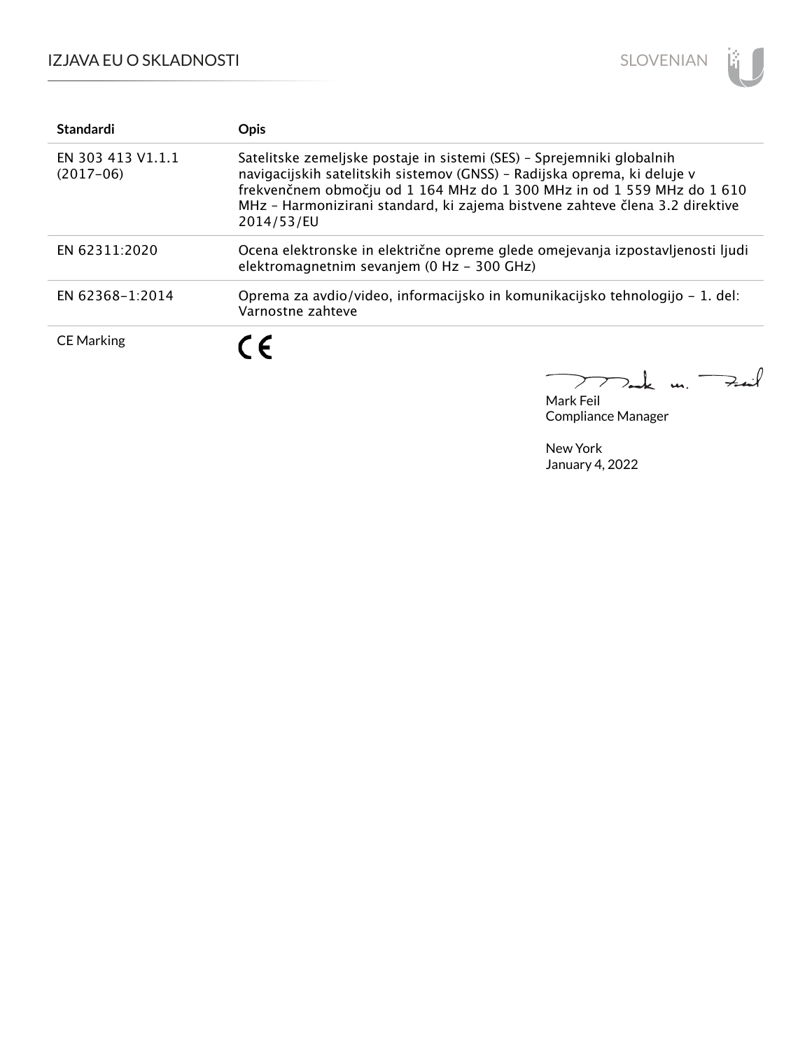| Standardi | Opis |
| --- | --- |
| EN 303 413 V1.1.1 (2017-06) | Satelitske zemeljske postaje in sistemi (SES) – Sprejemniki globalnih navigacijskih satelitskih sistemov (GNSS) – Radijska oprema, ki deluje v frekvenčnem območju od 1 164 MHz do 1 300 MHz in od 1 559 MHz do 1 610 MHz – Harmonizirani standard, ki zajema bistvene zahteve člena 3.2 direktive 2014/53/EU |
| EN 62311:2020 | Ocena elektronske in električne opreme glede omejevanja izpostavljenosti ljudi elektromagnetnim sevanjem (0 Hz – 300 GHz) |
| EN 62368-1:2014 | Oprema za avdio/video, informacijsko in komunikacijsko tehnologijo – 1. del: Varnostne zahteve |
| CE Marking | CE |

Mark Feil
Compliance Manager

New York
January 4, 2022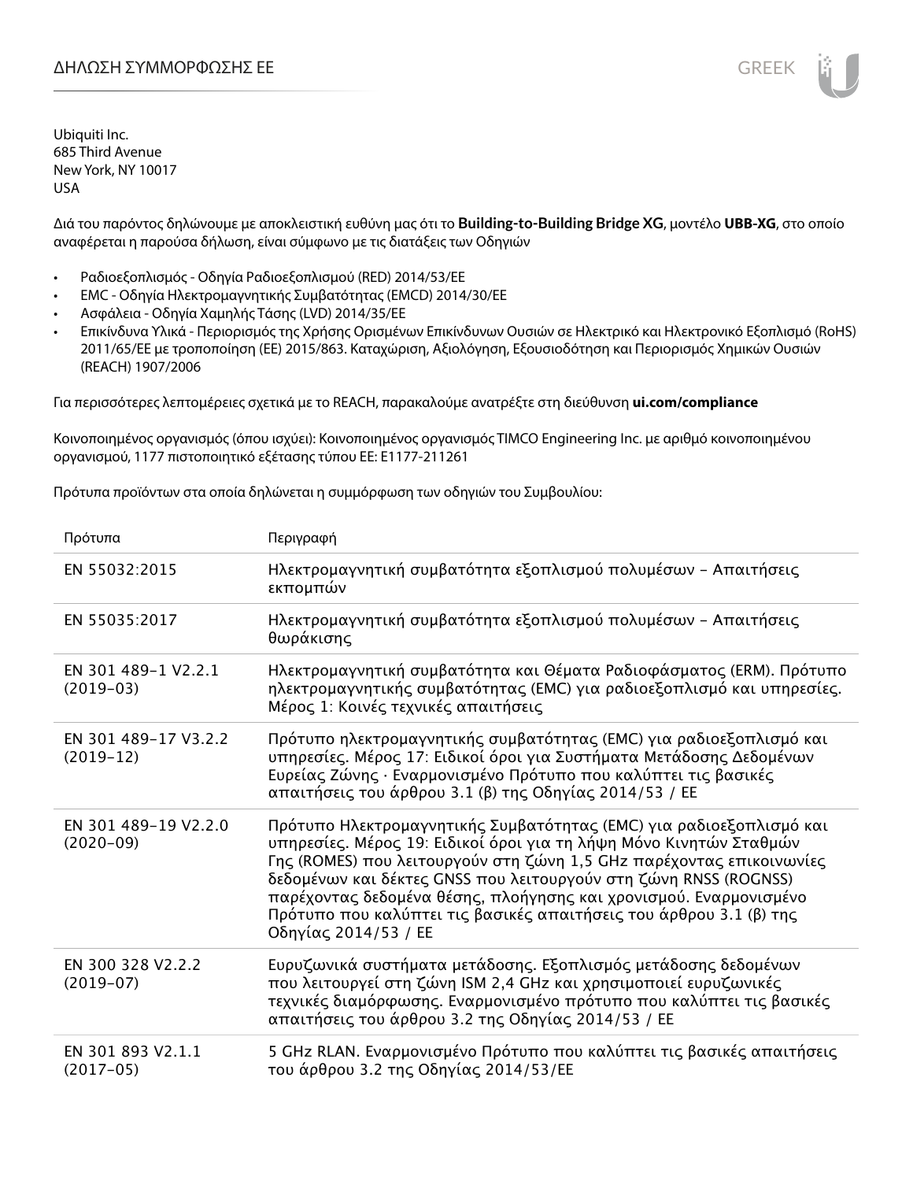# ΔΗΛΩΣΗ ΣΥΜΜΟΡΦΩΣΗΣ ΕΕ

Ubiquiti Inc.
685 Third Avenue
New York, NY 10017
USA

Διά του παρόντος δηλώνουμε με αποκλειστική ευθύνη μας ότι το **Building-to-Building Bridge XG**, μοντέλο **UBB-XG**, στο οποίο αναφέρεται η παρούσα δήλωση, είναι σύμφωνο με τις διατάξεις των Οδηγιών

- Ραδιοεξοπλισμός - Οδηγία Ραδιοεξοπλισμού (RED) 2014/53/ΕΕ
- EMC - Οδηγία Ηλεκτρομαγνητικής Συμβατότητας (EMCD) 2014/30/ΕΕ
- Ασφάλεια - Οδηγία Χαμηλής Τάσης (LVD) 2014/35/ΕΕ
- Επικίνδυνα Υλικά - Περιορισμός της Χρήσης Ορισμένων Επικίνδυνων Ουσιών σε Ηλεκτρικό και Ηλεκτρονικό Εξοπλισμό (RoHS) 2011/65/ΕΕ με τροποποίηση (ΕΕ) 2015/863. Καταχώριση, Αξιολόγηση, Εξουσιοδότηση και Περιορισμός Χημικών Ουσιών (REACH) 1907/2006

Για περισσότερες λεπτομέρειες σχετικά με το REACH, παρακαλούμε ανατρέξτε στη διεύθυνση **ui.com/compliance**

Κοινοποιημένος οργανισμός (όπου ισχύει): Κοινοποιημένος οργανισμός TIMCO Engineering Inc. με αριθμό κοινοποιημένου οργανισμού, 1177 πιστοποιητικό εξέτασης τύπου ΕΕ: E1177-211261

Πρότυπα προϊόντων στα οποία δηλώνεται η συμμόρφωση των οδηγιών του Συμβουλίου:

| Πρότυπα | Περιγραφή |
|---|---|
| EN 55032:2015 | Ηλεκτρομαγνητική συμβατότητα εξοπλισμού πολυμέσων – Απαιτήσεις εκπομπών |
| EN 55035:2017 | Ηλεκτρομαγνητική συμβατότητα εξοπλισμού πολυμέσων – Απαιτήσεις θωράκισης |
| EN 301 489-1 V2.2.1 (2019-03) | Ηλεκτρομαγνητική συμβατότητα και Θέματα Ραδιοφάσματος (ERM). Πρότυπο ηλεκτρομαγνητικής συμβατότητας (EMC) για ραδιοεξοπλισμό και υπηρεσίες. Μέρος 1: Κοινές τεχνικές απαιτήσεις |
| EN 301 489-17 V3.2.2 (2019-12) | Πρότυπο ηλεκτρομαγνητικής συμβατότητας (EMC) για ραδιοεξοπλισμό και υπηρεσίες. Μέρος 17: Ειδικοί όροι για Συστήματα Μετάδοσης Δεδομένων Ευρείας Ζώνης · Εναρμονισμένο Πρότυπο που καλύπτει τις βασικές απαιτήσεις του άρθρου 3.1 (β) της Οδηγίας 2014/53 / ΕΕ |
| EN 301 489-19 V2.2.0 (2020-09) | Πρότυπο Ηλεκτρομαγνητικής Συμβατότητας (EMC) για ραδιοεξοπλισμό και υπηρεσίες. Μέρος 19: Ειδικοί όροι για τη λήψη Μόνο Κινητών Σταθμών Γης (ROMES) που λειτουργούν στη ζώνη 1,5 GHz παρέχοντας επικοινωνίες δεδομένων και δέκτες GNSS που λειτουργούν στη ζώνη RNSS (ROGNSS) παρέχοντας δεδομένα θέσης, πλοήγησης και χρονισμού. Εναρμονισμένο Πρότυπο που καλύπτει τις βασικές απαιτήσεις του άρθρου 3.1 (β) της Οδηγίας 2014/53 / ΕΕ |
| EN 300 328 V2.2.2 (2019-07) | Ευρυζωνικά συστήματα μετάδοσης. Εξοπλισμός μετάδοσης δεδομένων που λειτουργεί στη ζώνη ISM 2,4 GHz και χρησιμοποιεί ευρυζωνικές τεχνικές διαμόρφωσης. Εναρμονισμένο πρότυπο που καλύπτει τις βασικές απαιτήσεις του άρθρου 3.2 της Οδηγίας 2014/53 / ΕΕ |
| EN 301 893 V2.1.1 (2017-05) | 5 GHz RLAN. Εναρμονισμένο Πρότυπο που καλύπτει τις βασικές απαιτήσεις του άρθρου 3.2 της Οδηγίας 2014/53/ΕΕ |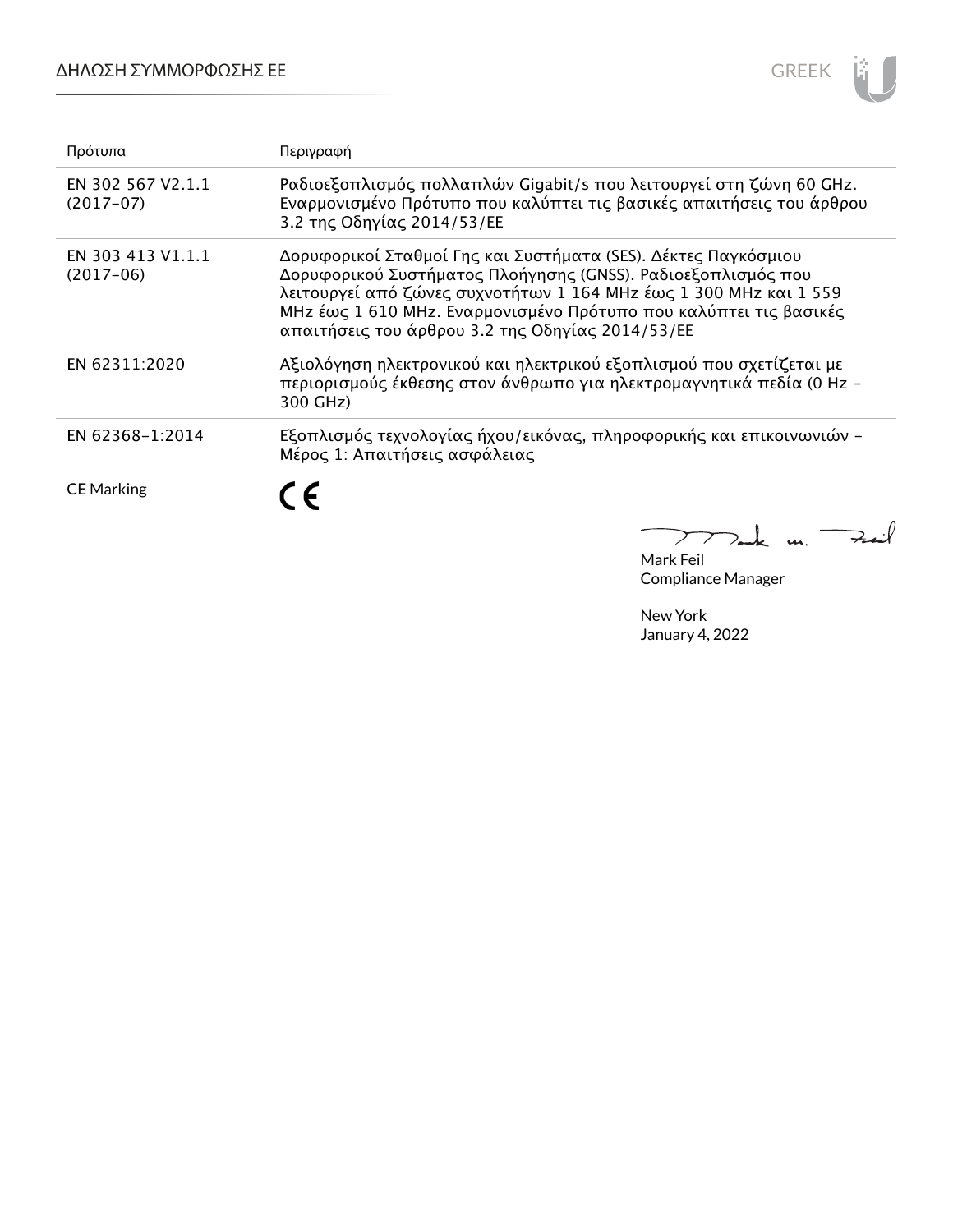| Πρότυπα | Περιγραφή |
| --- | --- |
| EN 302 567 V2.1.1 (2017-07) | Ραδιοεξοπλισμός πολλαπλών Gigabit/s που λειτουργεί στη ζώνη 60 GHz. Εναρμονισμένο Πρότυπο που καλύπτει τις βασικές απαιτήσεις του άρθρου 3.2 της Οδηγίας 2014/53/ΕΕ |
| EN 303 413 V1.1.1 (2017-06) | Δορυφορικοί Σταθμοί Γης και Συστήματα (SES). Δέκτες Παγκόσμιου Δορυφορικού Συστήματος Πλοήγησης (GNSS). Ραδιοεξοπλισμός που λειτουργεί από ζώνες συχνοτήτων 1 164 MHz έως 1 300 MHz και 1 559 MHz έως 1 610 MHz. Εναρμονισμένο Πρότυπο που καλύπτει τις βασικές απαιτήσεις του άρθρου 3.2 της Οδηγίας 2014/53/ΕΕ |
| EN 62311:2020 | Αξιολόγηση ηλεκτρονικού και ηλεκτρικού εξοπλισμού που σχετίζεται με περιορισμούς έκθεσης στον άνθρωπο για ηλεκτρομαγνητικά πεδία (0 Hz - 300 GHz) |
| EN 62368-1:2014 | Εξοπλισμός τεχνολογίας ήχου/εικόνας, πληροφορικής και επικοινωνιών - Μέρος 1: Απαιτήσεις ασφάλειας |
| CE Marking | CE |

Mark Feil
Compliance Manager

New York
January 4, 2022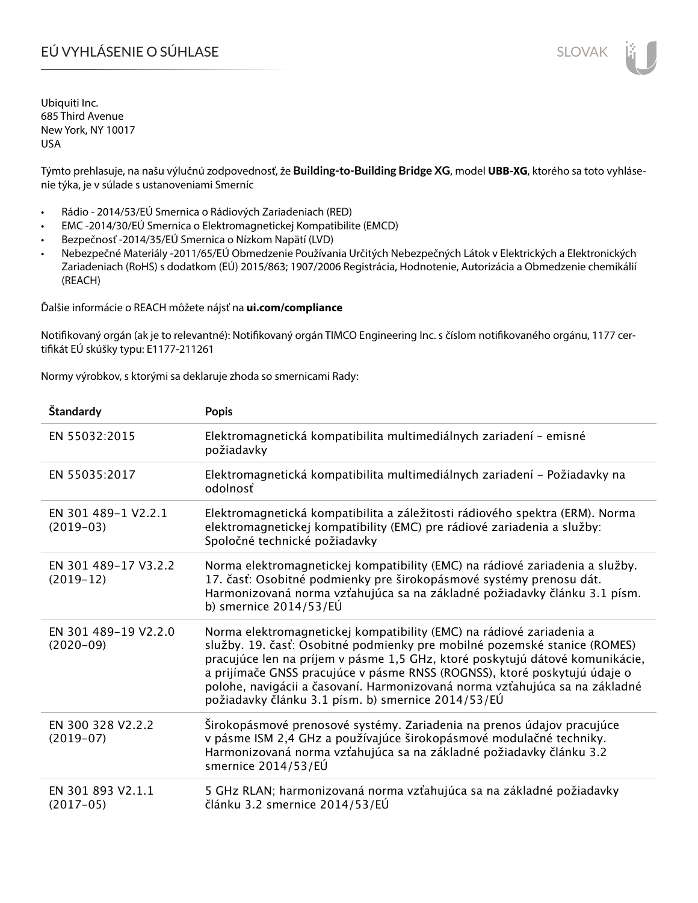# EÚ VYHLÁSENIE O SÚHLASE

Ubiquiti Inc.
685 Third Avenue
New York, NY 10017
USA

Týmto prehlasuje, na našu výlučnú zodpovednosť, že **Building-to-Building Bridge XG**, model **UBB-XG**, ktorého sa toto vyhlásenie týka, je v súlade s ustanoveniami Smerníc

- Rádio - 2014/53/EÚ Smernica o Rádiových Zariadeniach (RED)
- EMC -2014/30/EÚ Smernica o Elektromagnetickej Kompatibilite (EMCD)
- Bezpečnosť -2014/35/EÚ Smernica o Nízkom Napätí (LVD)
- Nebezpečné Materiály -2011/65/EÚ Obmedzenie Používania Určitých Nebezpečných Látok v Elektrických a Elektronických Zariadeniach (RoHS) s dodatkom (EÚ) 2015/863; 1907/2006 Registrácia, Hodnotenie, Autorizácia a Obmedzenie chemikálií (REACH)

Ďalšie informácie o REACH môžete nájsť na **ui.com/compliance**

Notifikovaný orgán (ak je to relevantné): Notifikovaný orgán TIMCO Engineering Inc. s číslom notifikovaného orgánu, 1177 certifikát EÚ skúšky typu: E1177-211261

Normy výrobkov, s ktorými sa deklaruje zhoda so smernicami Rady:

| **Štandardy** | **Popis** |
|---|---|
| EN 55032:2015 | Elektromagnetická kompatibilita multimediálnych zariadení – emisné požiadavky |
| EN 55035:2017 | Elektromagnetická kompatibilita multimediálnych zariadení – Požiadavky na odolnosť |
| EN 301 489-1 V2.2.1 (2019-03) | Elektromagnetická kompatibilita a záležitosti rádiového spektra (ERM). Norma elektromagnetickej kompatibility (EMC) pre rádiové zariadenia a služby: Spoločné technické požiadavky |
| EN 301 489-17 V3.2.2 (2019-12) | Norma elektromagnetickej kompatibility (EMC) na rádiové zariadenia a služby. 17. časť: Osobitné podmienky pre širokopásmové systémy prenosu dát. Harmonizovaná norma vzťahujúca sa na základné požiadavky článku 3.1 písm. b) smernice 2014/53/EÚ |
| EN 301 489-19 V2.2.0 (2020-09) | Norma elektromagnetickej kompatibility (EMC) na rádiové zariadenia a služby. 19. časť: Osobitné podmienky pre mobilné pozemské stanice (ROMES) pracujúce len na príjem v pásme 1,5 GHz, ktoré poskytujú dátové komunikácie, a prijímače GNSS pracujúce v pásme RNSS (ROGNSS), ktoré poskytujú údaje o polohe, navigácii a časovaní. Harmonizovaná norma vzťahujúca sa na základné požiadavky článku 3.1 písm. b) smernice 2014/53/EÚ |
| EN 300 328 V2.2.2 (2019-07) | Širokopásmové prenosové systémy. Zariadenia na prenos údajov pracujúce v pásme ISM 2,4 GHz a používajúce širokopásmové modulačné techniky. Harmonizovaná norma vzťahujúca sa na základné požiadavky článku 3.2 smernice 2014/53/EÚ |
| EN 301 893 V2.1.1 (2017-05) | 5 GHz RLAN; harmonizovaná norma vzťahujúca sa na základné požiadavky článku 3.2 smernice 2014/53/EÚ |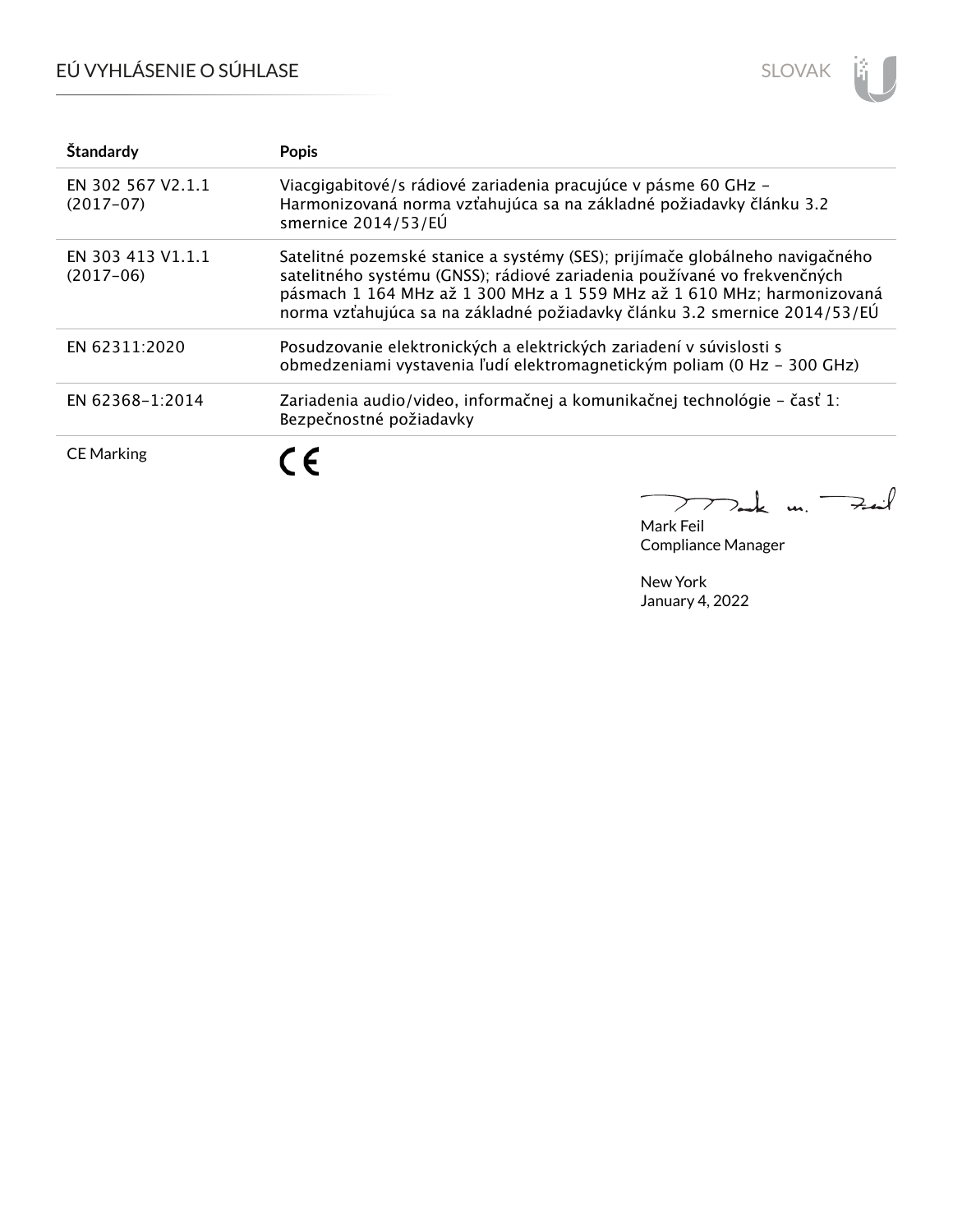| Štandardy | Popis |
| --- | --- |
| EN 302 567 V2.1.1 (2017-07) | Viacgigabitové/s rádiové zariadenia pracujúce v pásme 60 GHz – Harmonizovaná norma vzťahujúca sa na základné požiadavky článku 3.2 smernice 2014/53/EÚ |
| EN 303 413 V1.1.1 (2017-06) | Satelitné pozemské stanice a systémy (SES); prijímače globálneho navigačného satelitného systému (GNSS); rádiové zariadenia používané vo frekvenčných pásmach 1 164 MHz až 1 300 MHz a 1 559 MHz až 1 610 MHz; harmonizovaná norma vzťahujúca sa na základné požiadavky článku 3.2 smernice 2014/53/EÚ |
| EN 62311:2020 | Posudzovanie elektronických a elektrických zariadení v súvislosti s obmedzeniami vystavenia ľudí elektromagnetickým poliam (0 Hz – 300 GHz) |
| EN 62368-1:2014 | Zariadenia audio/video, informačnej a komunikačnej technológie – časť 1: Bezpečnostné požiadavky |
| CE Marking | CE |

Mark Feil
Compliance Manager

New York
January 4, 2022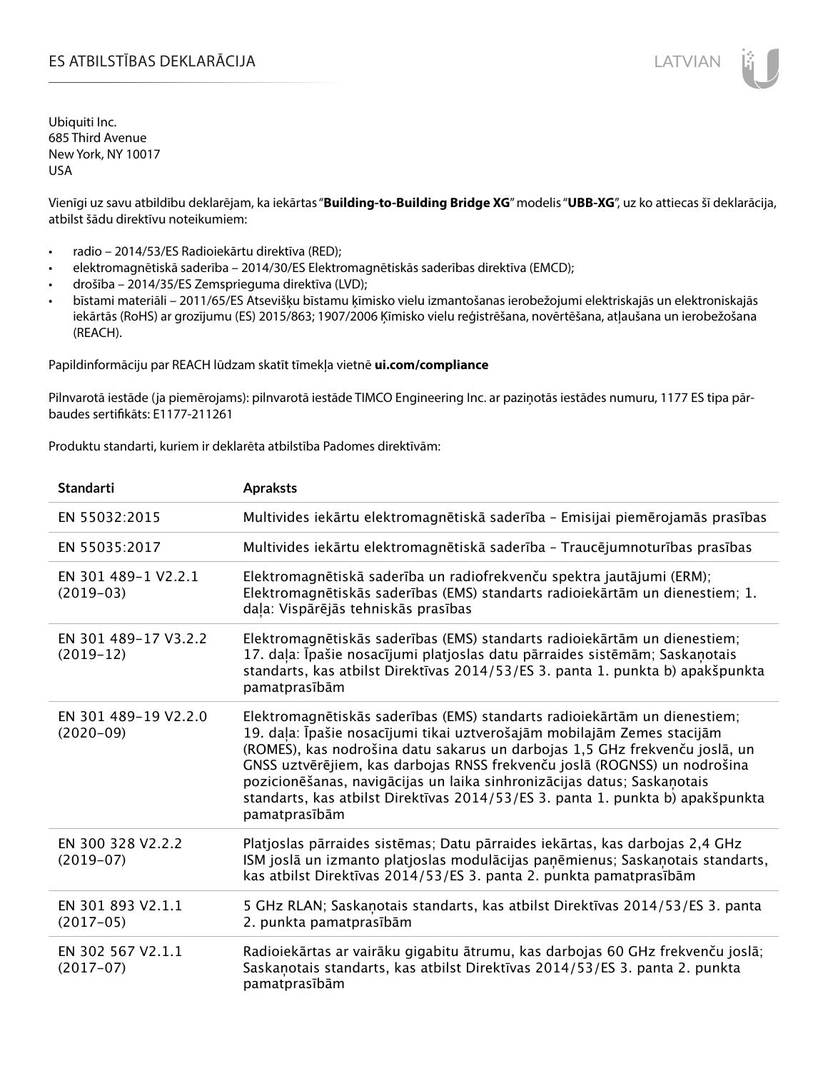# ES ATBILSTĪBAS DEKLARĀCIJA

Ubiquiti Inc.
685 Third Avenue
New York, NY 10017
USA

Vienīgi uz savu atbildību deklarējam, ka iekārtas "**Building-to-Building Bridge XG**" modelis "**UBB-XG**", uz ko attiecas šī deklarācija, atbilst šādu direktīvu noteikumiem:

- radio – 2014/53/ES Radioiekārtu direktīva (RED);
- elektromagnētiskā saderība – 2014/30/ES Elektromagnētiskās saderības direktīva (EMCD);
- drošība – 2014/35/ES Zemsprieguma direktīva (LVD);
- bīstami materiāli – 2011/65/ES Atsevišķu bīstamu ķīmisko vielu izmantošanas ierobežojumi elektriskajās un elektroniskajās iekārtās (RoHS) ar grozījumu (ES) 2015/863; 1907/2006 Ķīmisko vielu reģistrēšana, novērtēšana, atļaušana un ierobežošana (REACH).

Papildinformāciju par REACH lūdzam skatīt tīmekļa vietnē **ui.com/compliance**

Pilnvarotā iestāde (ja piemērojams): pilnvarotā iestāde TIMCO Engineering Inc. ar paziņotās iestādes numuru, 1177 ES tipa pārbaudes sertifikāts: E1177-211261

Produktu standarti, kuriem ir deklarēta atbilstība Padomes direktīvām:

| Standarti | Apraksts |
|---|---|
| EN 55032:2015 | Multivides iekārtu elektromagnētiskā saderība – Emisijai piemērojamās prasības |
| EN 55035:2017 | Multivides iekārtu elektromagnētiskā saderība – Traucējumnoturības prasības |
| EN 301 489-1 V2.2.1 (2019-03) | Elektromagnētiskā saderība un radiofrekvenču spektra jautājumi (ERM); Elektromagnētiskās saderības (EMS) standarts radioiekārtām un dienestiem; 1. daļa: Vispārējās tehniskās prasības |
| EN 301 489-17 V3.2.2 (2019-12) | Elektromagnētiskās saderības (EMS) standarts radioiekārtām un dienestiem; 17. daļa: Īpašie nosacījumi platjoslas datu pārraides sistēmām; Saskaņotais standarts, kas atbilst Direktīvas 2014/53/ES 3. panta 1. punkta b) apakšpunkta pamatprasībām |
| EN 301 489-19 V2.2.0 (2020-09) | Elektromagnētiskās saderības (EMS) standarts radioiekārtām un dienestiem; 19. daļa: Īpašie nosacījumi tikai uztverošajām mobilajām Zemes stacijām (ROMES), kas nodrošina datu sakarus un darbojas 1,5 GHz frekvenču joslā, un GNSS uztvērējiem, kas darbojas RNSS frekvenču joslā (ROGNSS) un nodrošina pozicionēšanas, navigācijas un laika sinhronizācijas datus; Saskaņotais standarts, kas atbilst Direktīvas 2014/53/ES 3. panta 1. punkta b) apakšpunkta pamatprasībām |
| EN 300 328 V2.2.2 (2019-07) | Platjoslas pārraides sistēmas; Datu pārraides iekārtas, kas darbojas 2,4 GHz ISM joslā un izmanto platjoslas modulācijas paņēmienus; Saskaņotais standarts, kas atbilst Direktīvas 2014/53/ES 3. panta 2. punkta pamatprasībām |
| EN 301 893 V2.1.1 (2017-05) | 5 GHz RLAN; Saskaņotais standarts, kas atbilst Direktīvas 2014/53/ES 3. panta 2. punkta pamatprasībām |
| EN 302 567 V2.1.1 (2017-07) | Radioiekārtas ar vairāku gigabitu ātrumu, kas darbojas 60 GHz frekvenču joslā; Saskaņotais standarts, kas atbilst Direktīvas 2014/53/ES 3. panta 2. punkta pamatprasībām |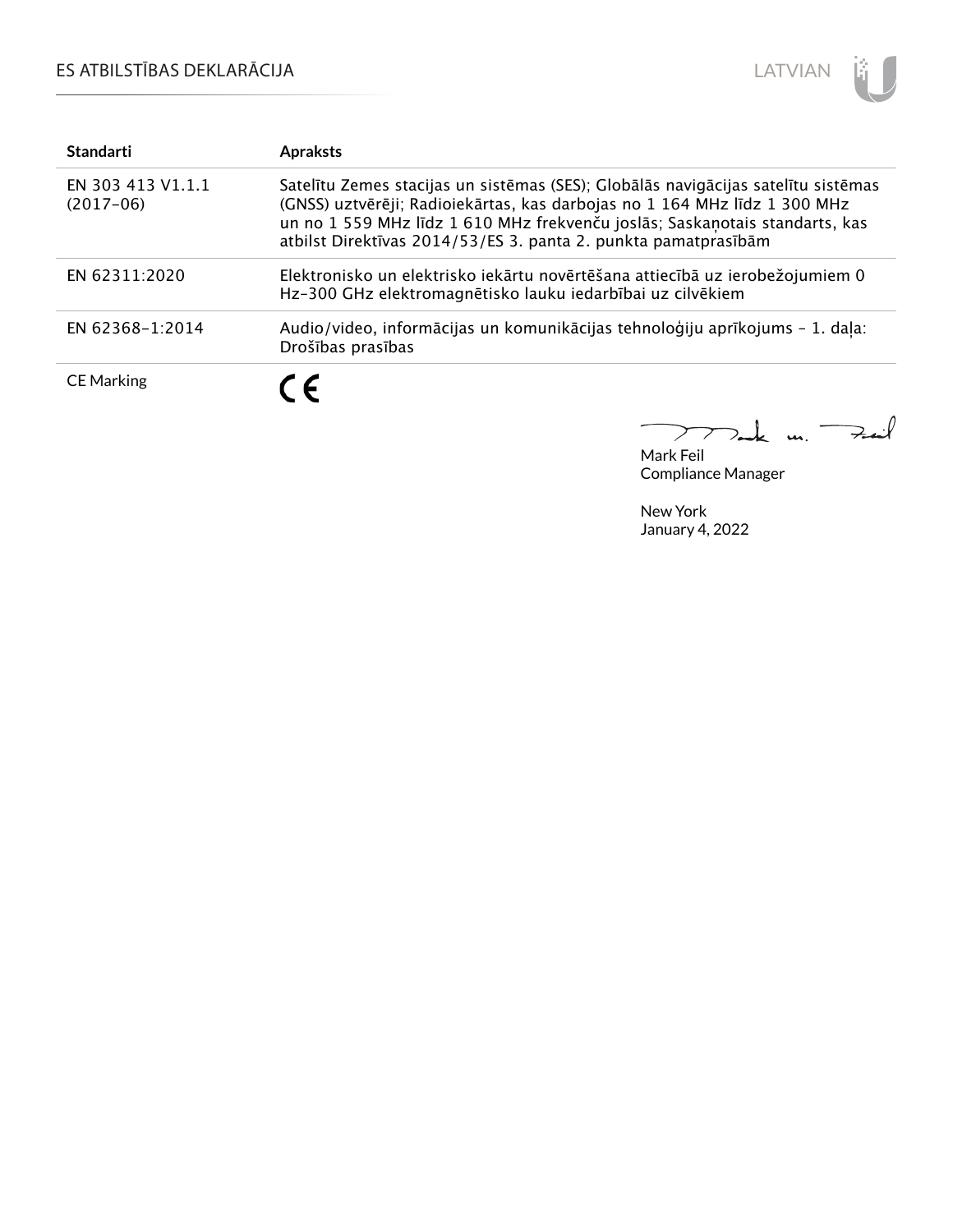| Standarti | Apraksts |
|---|---|
| EN 303 413 V1.1.1 (2017-06) | Satelītu Zemes stacijas un sistēmas (SES); Globālās navigācijas satelītu sistēmas (GNSS) uztvērēji; Radioiekārtas, kas darbojas no 1 164 MHz līdz 1 300 MHz un no 1 559 MHz līdz 1 610 MHz frekvenču joslās; Saskaņotais standarts, kas atbilst Direktīvas 2014/53/ES 3. panta 2. punkta pamatprasībām |
| EN 62311:2020 | Elektronisko un elektrisko iekārtu novērtēšana attiecībā uz ierobežojumiem 0 Hz-300 GHz elektromagnētisko lauku iedarbībai uz cilvēkiem |
| EN 62368-1:2014 | Audio/video, informācijas un komunikācijas tehnoloģiju aprīkojums - 1. daļa: Drošības prasības |
| CE Marking | CE |

Mark Feil
Compliance Manager

New York
January 4, 2022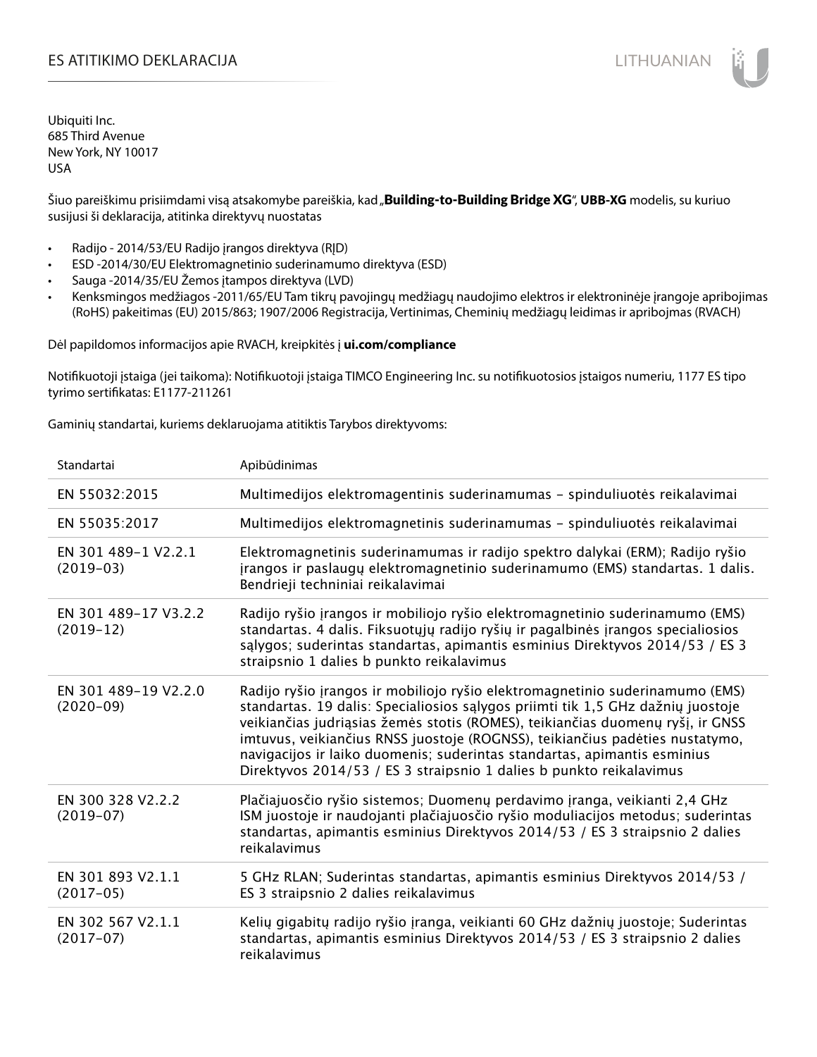# ES ATITIKIMO DEKLARACIJA

Ubiquiti Inc.
685 Third Avenue
New York, NY 10017
USA

Šiuo pareiškimu prisiimdami visą atsakomybe pareiškia, kad „**Building-to-Building Bridge XG**“, **UBB-XG** modelis, su kuriuo susijusi ši deklaracija, atitinka direktyvų nuostatas

- Radijo - 2014/53/EU Radijo įrangos direktyva (RĮD)
- ESD -2014/30/EU Elektromagnetinio suderinamumo direktyva (ESD)
- Sauga -2014/35/EU Žemos įtampos direktyva (LVD)
- Kenksmingos medžiagos -2011/65/EU Tam tikrų pavojingų medžiagų naudojimo elektros ir elektroninėje įrangoje apribojimas (RoHS) pakeitimas (EU) 2015/863; 1907/2006 Registracija, Vertinimas, Cheminių medžiagų leidimas ir apribojmas (RVACH)

Dėl papildomos informacijos apie RVACH, kreipkitės į **ui.com/compliance**

Notifikuotoji įstaiga (jei taikoma): Notifikuotoji įstaiga TIMCO Engineering Inc. su notifikuotosios įstaigos numeriu, 1177 ES tipo tyrimo sertifikatas: E1177-211261

Gaminių standartai, kuriems deklaruojama atitiktis Tarybos direktyvoms:

| Standartai | Apibūdinimas |
|---|---|
| EN 55032:2015 | Multimedijos elektromagentinis suderinamumas – spinduliuotės reikalavimai |
| EN 55035:2017 | Multimedijos elektromagnetinis suderinamumas – spinduliuotės reikalavimai |
| EN 301 489-1 V2.2.1 (2019-03) | Elektromagnetinis suderinamumas ir radijo spektro dalykai (ERM); Radijo ryšio įrangos ir paslaugų elektromagnetinio suderinamumo (EMS) standartas. 1 dalis. Bendrieji techniniai reikalavimai |
| EN 301 489-17 V3.2.2 (2019-12) | Radijo ryšio įrangos ir mobiliojo ryšio elektromagnetinio suderinamumo (EMS) standartas. 4 dalis. Fiksuotųjų radijo ryšių ir pagalbinės įrangos specialiosios sąlygos; suderintas standartas, apimantis esminius Direktyvos 2014/53 / ES 3 straipsnio 1 dalies b punkto reikalavimus |
| EN 301 489-19 V2.2.0 (2020-09) | Radijo ryšio įrangos ir mobiliojo ryšio elektromagnetinio suderinamumo (EMS) standartas. 19 dalis: Specialiosios sąlygos priimti tik 1,5 GHz dažnių juostoje veikiančias judriąsias žemės stotis (ROMES), teikiančias duomenų ryšį, ir GNSS imtuvus, veikiančius RNSS juostoje (ROGNSS), teikiančius padėties nustatymo, navigacijos ir laiko duomenis; suderintas standartas, apimantis esminius Direktyvos 2014/53 / ES 3 straipsnio 1 dalies b punkto reikalavimus |
| EN 300 328 V2.2.2 (2019-07) | Plačiajuosčio ryšio sistemos; Duomenų perdavimo įranga, veikianti 2,4 GHz ISM juostoje ir naudojanti plačiajuosčio ryšio moduliacijos metodus; suderintas standartas, apimantis esminius Direktyvos 2014/53 / ES 3 straipsnio 2 dalies reikalavimus |
| EN 301 893 V2.1.1 (2017-05) | 5 GHz RLAN; Suderintas standartas, apimantis esminius Direktyvos 2014/53 / ES 3 straipsnio 2 dalies reikalavimus |
| EN 302 567 V2.1.1 (2017-07) | Kelių gigabitų radijo ryšio įranga, veikianti 60 GHz dažnių juostoje; Suderintas standartas, apimantis esminius Direktyvos 2014/53 / ES 3 straipsnio 2 dalies reikalavimus |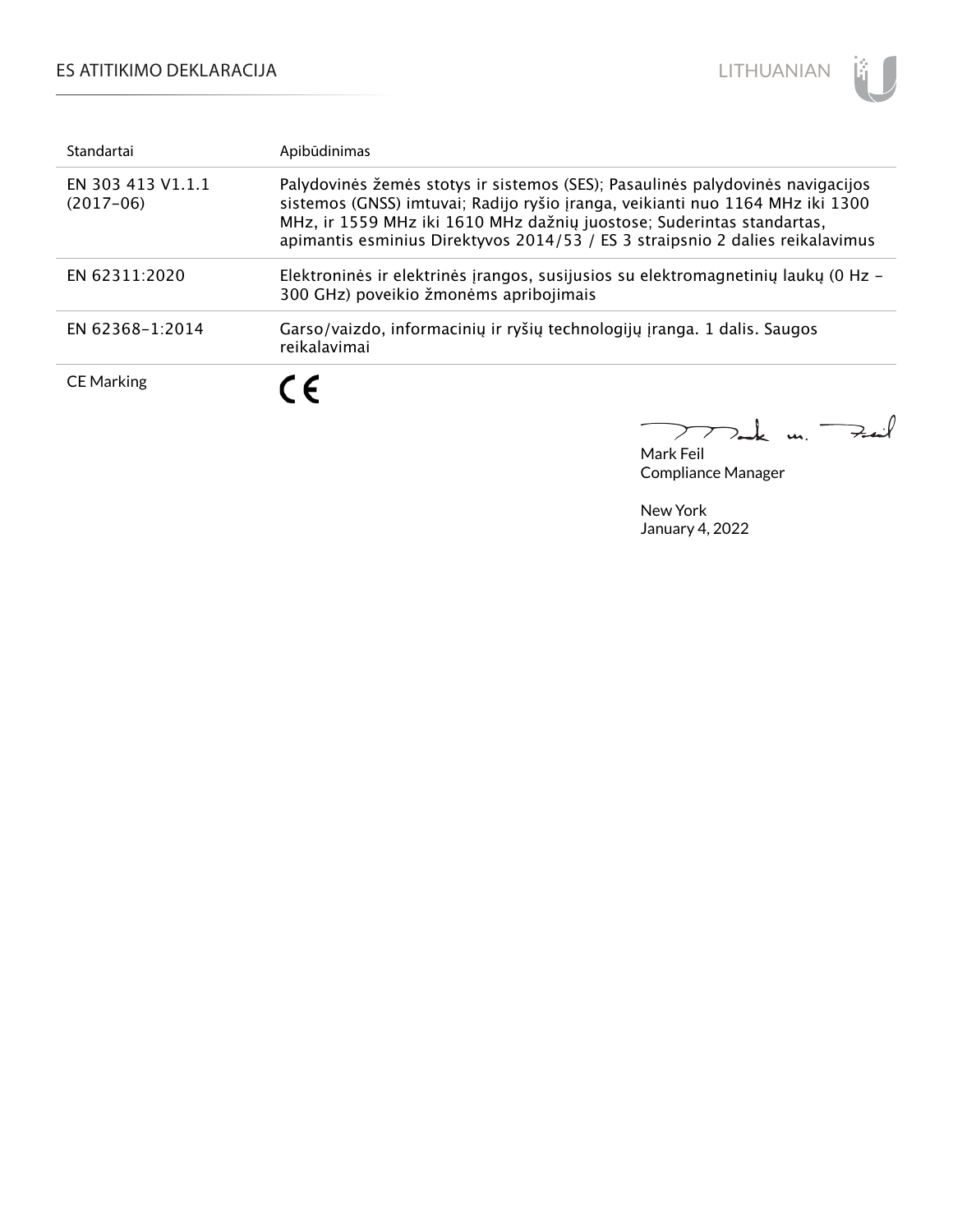| Standartai | Apibūdinimas |
|---|---|
| EN 303 413 V1.1.1 (2017-06) | Palydovinės žemės stotys ir sistemos (SES); Pasaulinės palydovinės navigacijos sistemos (GNSS) imtuvai; Radijo ryšio įranga, veikianti nuo 1164 MHz iki 1300 MHz, ir 1559 MHz iki 1610 MHz dažnių juostose; Suderintas standartas, apimantis esminius Direktyvos 2014/53 / ES 3 straipsnio 2 dalies reikalavimus |
| EN 62311:2020 | Elektroninės ir elektrinės įrangos, susijusios su elektromagnetinių laukų (0 Hz – 300 GHz) poveikio žmonėms apribojimais |
| EN 62368-1:2014 | Garso/vaizdo, informacinių ir ryšių technologijų įranga. 1 dalis. Saugos reikalavimai |
| CE Marking | CE |

Mark Feil
Compliance Manager

New York
January 4, 2022